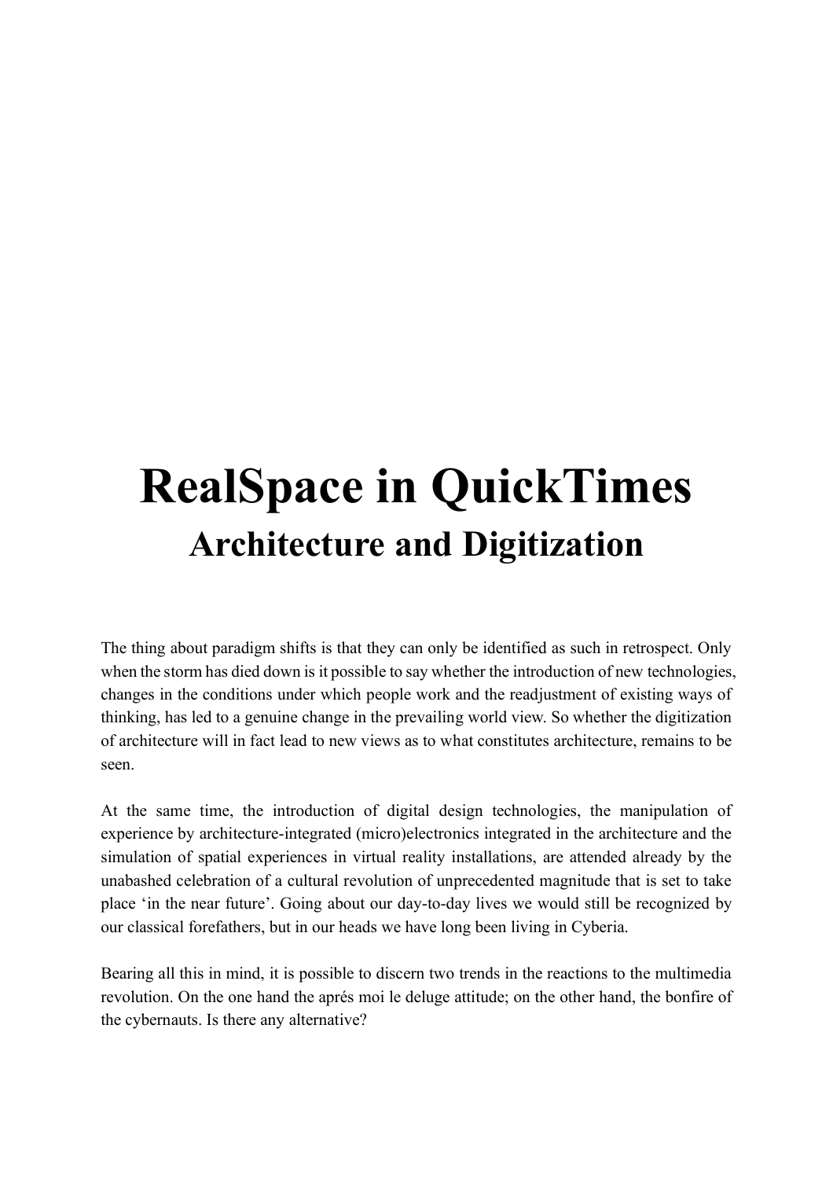# RealSpace in QuickTimes

## Architecture and Digitization

The thing about paradigm shifts is that they can only be identified as such in retrospect. Only when the storm has died down is it possible to say whether the introduction of new technologies, changes in the conditions under which people work and the readjustment of existing ways of thinking, has led to a genuine change in the prevailing world view. So whether the digitization of architecture will in fact lead to new views as to what constitutes architecture, remains to be seen.

At the same time, the introduction of digital design technologies, the manipulation of experience by architecture-integrated (micro)electronics integrated in the architecture and the simulation of spatial experiences in virtual reality installations, are attended already by the unabashed celebration of a cultural revolution of unprecedented magnitude that is set to take place 'in the near future'. Going about our day-to-day lives we would still be recognized by our classical forefathers, but in our heads we have long been living in Cyberia.

Bearing all this in mind, it is possible to discern two trends in the reactions to the multimedia revolution. On the one hand the aprés moi le deluge attitude; on the other hand, the bonfire of the cybernauts. Is there any alternative?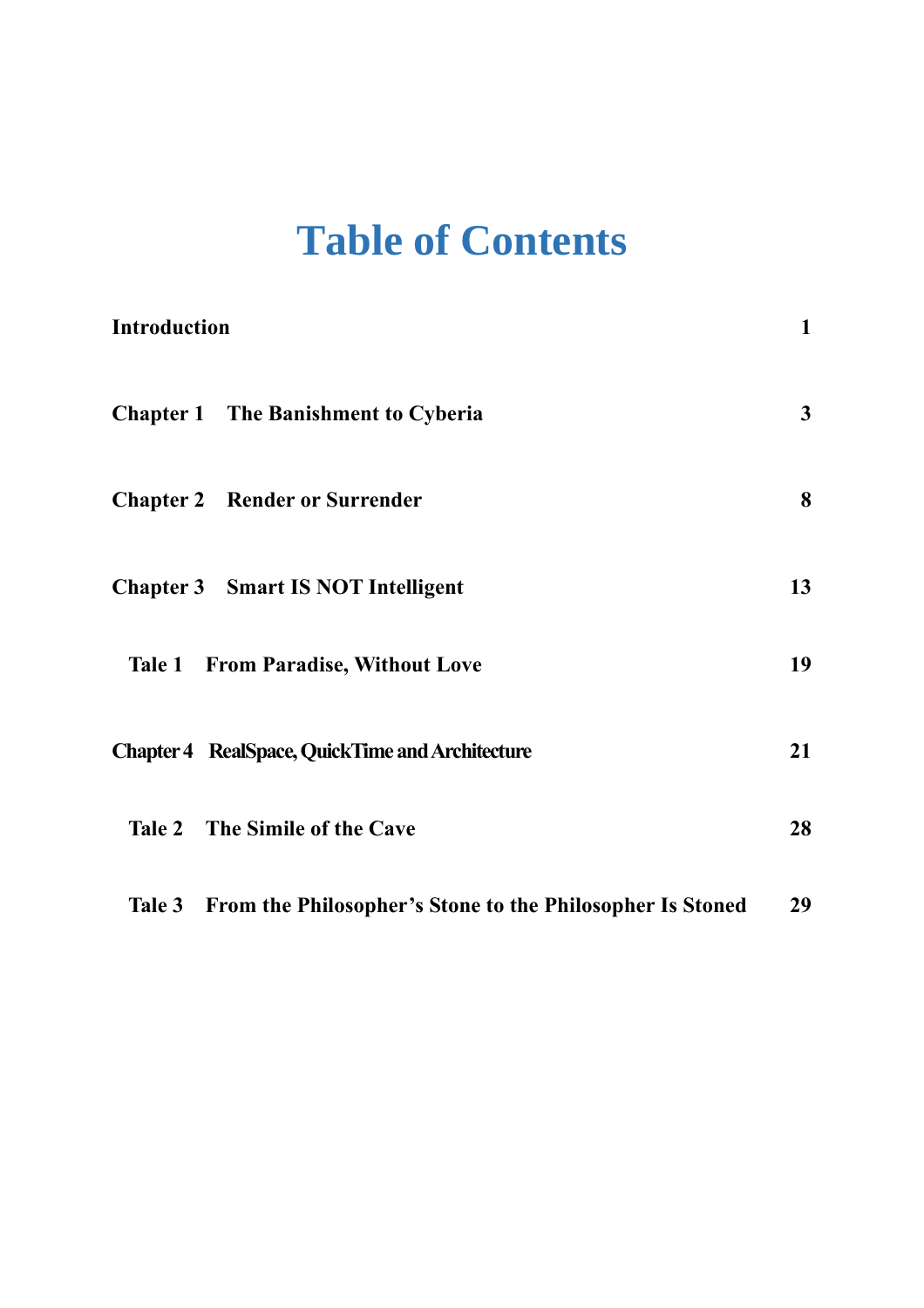# Table of Contents

| | |
|---|---|
| **Introduction** | **1** |
| **Chapter 1 The Banishment to Cyberia** | **3** |
| **Chapter 2 Render or Surrender** | **8** |
| **Chapter 3 Smart IS NOT Intelligent** | **13** |
| **Tale 1 From Paradise, Without Love** | **19** |
| **Chapter 4 RealSpace, QuickTime and Architecture** | **21** |
| **Tale 2 The Simile of the Cave** | **28** |
| **Tale 3 From the Philosopher's Stone to the Philosopher Is Stoned** | **29** |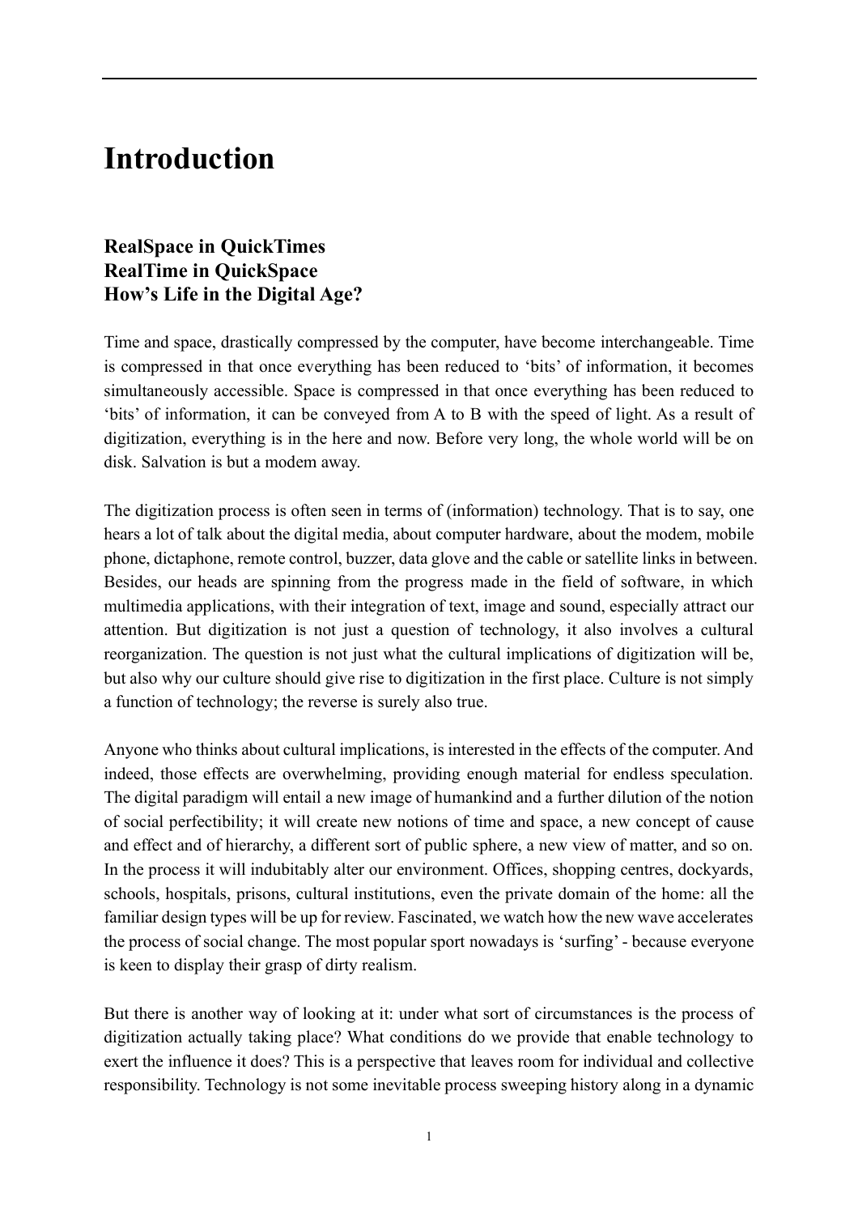# Introduction

**RealSpace in QuickTimes**
**RealTime in QuickSpace**
**How's Life in the Digital Age?**

Time and space, drastically compressed by the computer, have become interchangeable. Time is compressed in that once everything has been reduced to 'bits' of information, it becomes simultaneously accessible. Space is compressed in that once everything has been reduced to 'bits' of information, it can be conveyed from A to B with the speed of light. As a result of digitization, everything is in the here and now. Before very long, the whole world will be on disk. Salvation is but a modem away.

The digitization process is often seen in terms of (information) technology. That is to say, one hears a lot of talk about the digital media, about computer hardware, about the modem, mobile phone, dictaphone, remote control, buzzer, data glove and the cable or satellite links in between. Besides, our heads are spinning from the progress made in the field of software, in which multimedia applications, with their integration of text, image and sound, especially attract our attention. But digitization is not just a question of technology, it also involves a cultural reorganization. The question is not just what the cultural implications of digitization will be, but also why our culture should give rise to digitization in the first place. Culture is not simply a function of technology; the reverse is surely also true.

Anyone who thinks about cultural implications, is interested in the effects of the computer. And indeed, those effects are overwhelming, providing enough material for endless speculation. The digital paradigm will entail a new image of humankind and a further dilution of the notion of social perfectibility; it will create new notions of time and space, a new concept of cause and effect and of hierarchy, a different sort of public sphere, a new view of matter, and so on. In the process it will indubitably alter our environment. Offices, shopping centres, dockyards, schools, hospitals, prisons, cultural institutions, even the private domain of the home: all the familiar design types will be up for review. Fascinated, we watch how the new wave accelerates the process of social change. The most popular sport nowadays is 'surfing' - because everyone is keen to display their grasp of dirty realism.

But there is another way of looking at it: under what sort of circumstances is the process of digitization actually taking place? What conditions do we provide that enable technology to exert the influence it does? This is a perspective that leaves room for individual and collective responsibility. Technology is not some inevitable process sweeping history along in a dynamic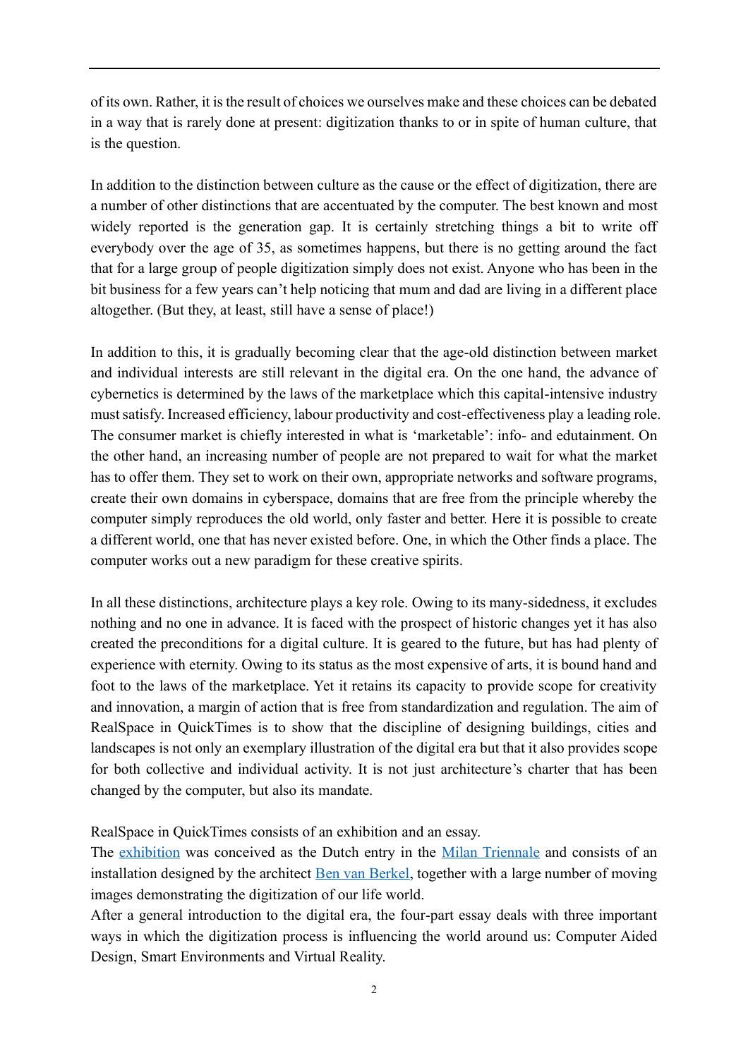of its own. Rather, it is the result of choices we ourselves make and these choices can be debated in a way that is rarely done at present: digitization thanks to or in spite of human culture, that is the question.

In addition to the distinction between culture as the cause or the effect of digitization, there are a number of other distinctions that are accentuated by the computer. The best known and most widely reported is the generation gap. It is certainly stretching things a bit to write off everybody over the age of 35, as sometimes happens, but there is no getting around the fact that for a large group of people digitization simply does not exist. Anyone who has been in the bit business for a few years can't help noticing that mum and dad are living in a different place altogether. (But they, at least, still have a sense of place!)

In addition to this, it is gradually becoming clear that the age-old distinction between market and individual interests are still relevant in the digital era. On the one hand, the advance of cybernetics is determined by the laws of the marketplace which this capital-intensive industry must satisfy. Increased efficiency, labour productivity and cost-effectiveness play a leading role. The consumer market is chiefly interested in what is 'marketable': info- and edutainment. On the other hand, an increasing number of people are not prepared to wait for what the market has to offer them. They set to work on their own, appropriate networks and software programs, create their own domains in cyberspace, domains that are free from the principle whereby the computer simply reproduces the old world, only faster and better. Here it is possible to create a different world, one that has never existed before. One, in which the Other finds a place. The computer works out a new paradigm for these creative spirits.

In all these distinctions, architecture plays a key role. Owing to its many-sidedness, it excludes nothing and no one in advance. It is faced with the prospect of historic changes yet it has also created the preconditions for a digital culture. It is geared to the future, but has had plenty of experience with eternity. Owing to its status as the most expensive of arts, it is bound hand and foot to the laws of the marketplace. Yet it retains its capacity to provide scope for creativity and innovation, a margin of action that is free from standardization and regulation. The aim of RealSpace in QuickTimes is to show that the discipline of designing buildings, cities and landscapes is not only an exemplary illustration of the digital era but that it also provides scope for both collective and individual activity. It is not just architecture's charter that has been changed by the computer, but also its mandate.

RealSpace in QuickTimes consists of an exhibition and an essay.
The exhibition was conceived as the Dutch entry in the Milan Triennale and consists of an installation designed by the architect Ben van Berkel, together with a large number of moving images demonstrating the digitization of our life world.
After a general introduction to the digital era, the four-part essay deals with three important ways in which the digitization process is influencing the world around us: Computer Aided Design, Smart Environments and Virtual Reality.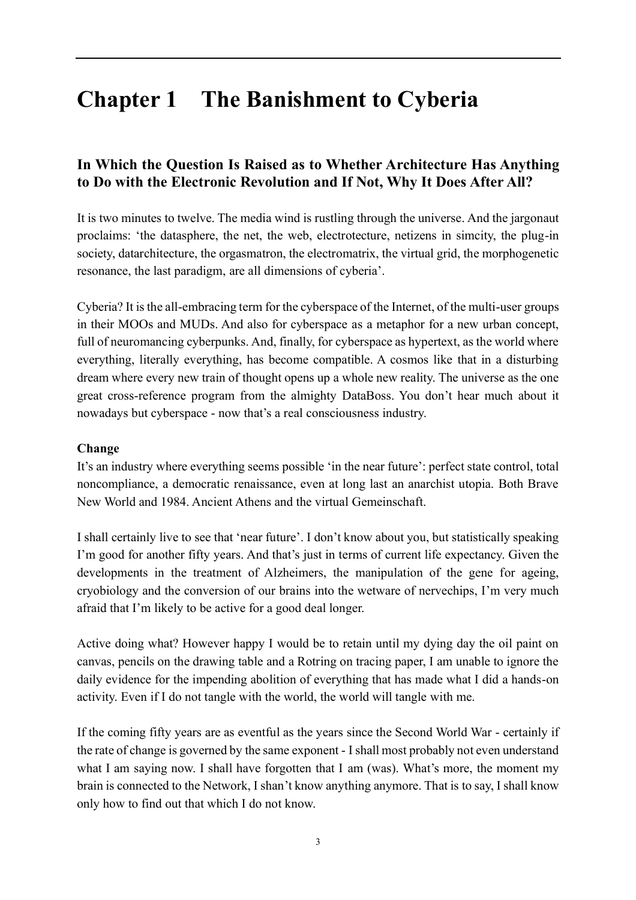# Chapter 1 The Banishment to Cyberia

## In Which the Question Is Raised as to Whether Architecture Has Anything to Do with the Electronic Revolution and If Not, Why It Does After All?

It is two minutes to twelve. The media wind is rustling through the universe. And the jargonaut proclaims: 'the datasphere, the net, the web, electrotecture, netizens in simcity, the plug-in society, datarchitecture, the orgasmatron, the electromatrix, the virtual grid, the morphogenetic resonance, the last paradigm, are all dimensions of cyberia'.

Cyberia? It is the all-embracing term for the cyberspace of the Internet, of the multi-user groups in their MOOs and MUDs. And also for cyberspace as a metaphor for a new urban concept, full of neuromancing cyberpunks. And, finally, for cyberspace as hypertext, as the world where everything, literally everything, has become compatible. A cosmos like that in a disturbing dream where every new train of thought opens up a whole new reality. The universe as the one great cross-reference program from the almighty DataBoss. You don't hear much about it nowadays but cyberspace - now that's a real consciousness industry.

**Change**

It's an industry where everything seems possible 'in the near future': perfect state control, total noncompliance, a democratic renaissance, even at long last an anarchist utopia. Both Brave New World and 1984. Ancient Athens and the virtual Gemeinschaft.

I shall certainly live to see that 'near future'. I don't know about you, but statistically speaking I'm good for another fifty years. And that's just in terms of current life expectancy. Given the developments in the treatment of Alzheimers, the manipulation of the gene for ageing, cryobiology and the conversion of our brains into the wetware of nervechips, I'm very much afraid that I'm likely to be active for a good deal longer.

Active doing what? However happy I would be to retain until my dying day the oil paint on canvas, pencils on the drawing table and a Rotring on tracing paper, I am unable to ignore the daily evidence for the impending abolition of everything that has made what I did a hands-on activity. Even if I do not tangle with the world, the world will tangle with me.

If the coming fifty years are as eventful as the years since the Second World War - certainly if the rate of change is governed by the same exponent - I shall most probably not even understand what I am saying now. I shall have forgotten that I am (was). What's more, the moment my brain is connected to the Network, I shan't know anything anymore. That is to say, I shall know only how to find out that which I do not know.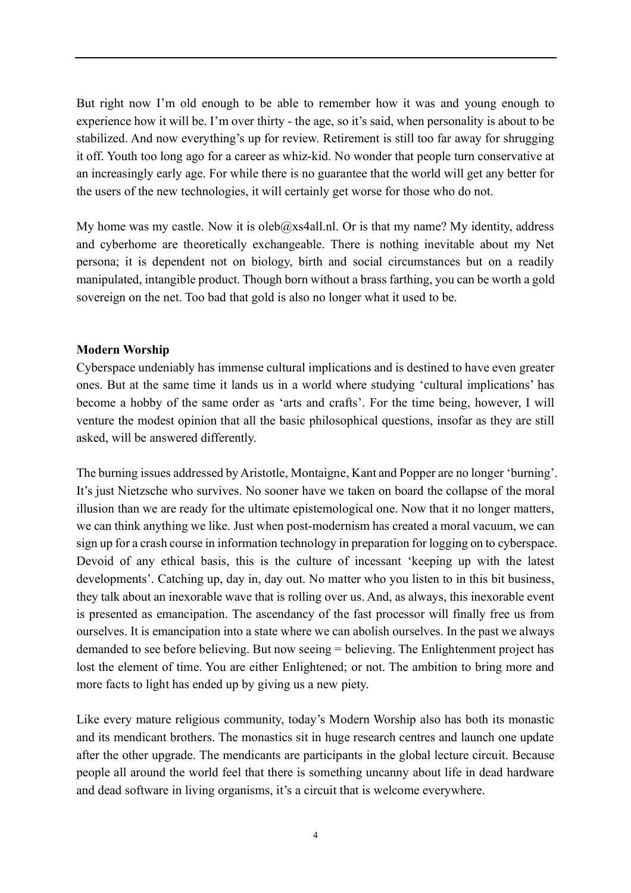But right now I'm old enough to be able to remember how it was and young enough to experience how it will be. I'm over thirty - the age, so it's said, when personality is about to be stabilized. And now everything's up for review. Retirement is still too far away for shrugging it off. Youth too long ago for a career as whiz-kid. No wonder that people turn conservative at an increasingly early age. For while there is no guarantee that the world will get any better for the users of the new technologies, it will certainly get worse for those who do not.

My home was my castle. Now it is oleb@xs4all.nl. Or is that my name? My identity, address and cyberhome are theoretically exchangeable. There is nothing inevitable about my Net persona; it is dependent not on biology, birth and social circumstances but on a readily manipulated, intangible product. Though born without a brass farthing, you can be worth a gold sovereign on the net. Too bad that gold is also no longer what it used to be.

**Modern Worship**

Cyberspace undeniably has immense cultural implications and is destined to have even greater ones. But at the same time it lands us in a world where studying 'cultural implications' has become a hobby of the same order as 'arts and crafts'. For the time being, however, I will venture the modest opinion that all the basic philosophical questions, insofar as they are still asked, will be answered differently.

The burning issues addressed by Aristotle, Montaigne, Kant and Popper are no longer 'burning'. It's just Nietzsche who survives. No sooner have we taken on board the collapse of the moral illusion than we are ready for the ultimate epistemological one. Now that it no longer matters, we can think anything we like. Just when post-modernism has created a moral vacuum, we can sign up for a crash course in information technology in preparation for logging on to cyberspace. Devoid of any ethical basis, this is the culture of incessant 'keeping up with the latest developments'. Catching up, day in, day out. No matter who you listen to in this bit business, they talk about an inexorable wave that is rolling over us. And, as always, this inexorable event is presented as emancipation. The ascendancy of the fast processor will finally free us from ourselves. It is emancipation into a state where we can abolish ourselves. In the past we always demanded to see before believing. But now seeing = believing. The Enlightenment project has lost the element of time. You are either Enlightened; or not. The ambition to bring more and more facts to light has ended up by giving us a new piety.

Like every mature religious community, today's Modern Worship also has both its monastic and its mendicant brothers. The monastics sit in huge research centres and launch one update after the other upgrade. The mendicants are participants in the global lecture circuit. Because people all around the world feel that there is something uncanny about life in dead hardware and dead software in living organisms, it's a circuit that is welcome everywhere.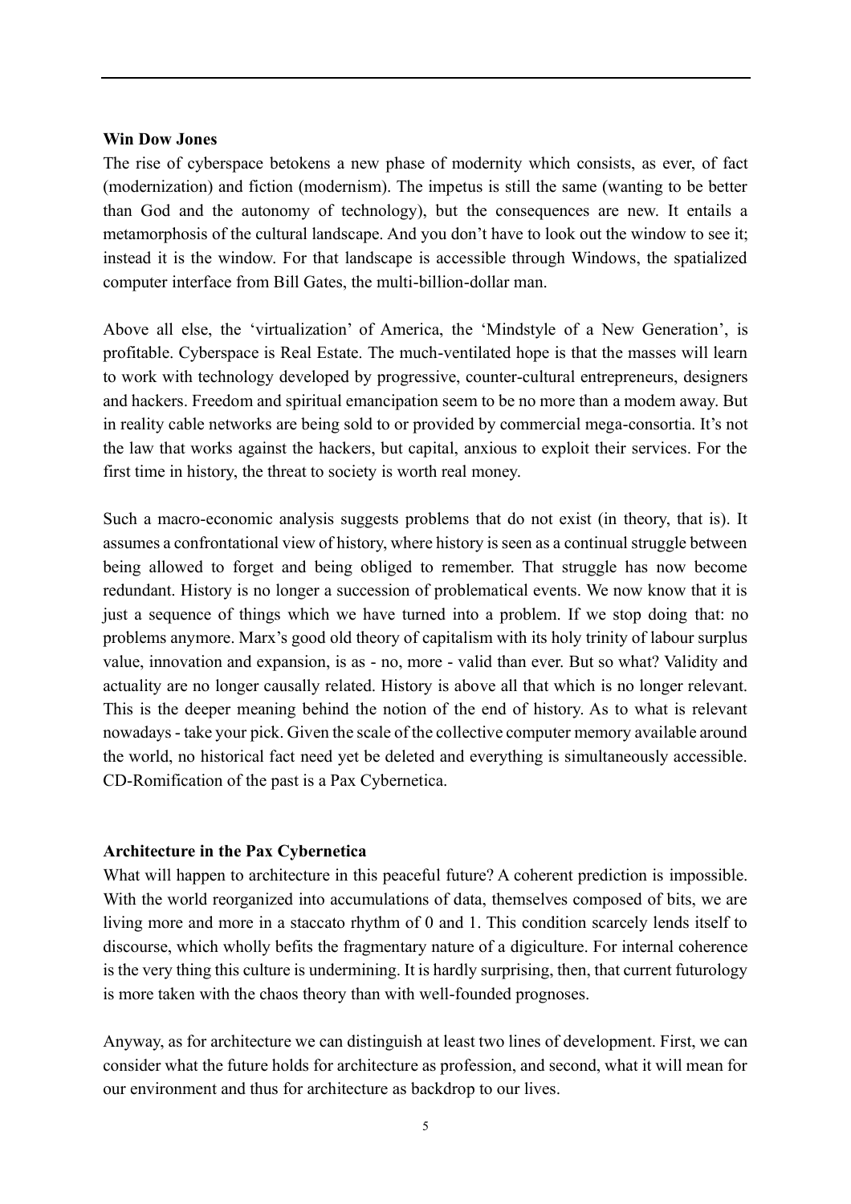**Win Dow Jones**

The rise of cyberspace betokens a new phase of modernity which consists, as ever, of fact (modernization) and fiction (modernism). The impetus is still the same (wanting to be better than God and the autonomy of technology), but the consequences are new. It entails a metamorphosis of the cultural landscape. And you don't have to look out the window to see it; instead it is the window. For that landscape is accessible through Windows, the spatialized computer interface from Bill Gates, the multi-billion-dollar man.

Above all else, the 'virtualization' of America, the 'Mindstyle of a New Generation', is profitable. Cyberspace is Real Estate. The much-ventilated hope is that the masses will learn to work with technology developed by progressive, counter-cultural entrepreneurs, designers and hackers. Freedom and spiritual emancipation seem to be no more than a modem away. But in reality cable networks are being sold to or provided by commercial mega-consortia. It's not the law that works against the hackers, but capital, anxious to exploit their services. For the first time in history, the threat to society is worth real money.

Such a macro-economic analysis suggests problems that do not exist (in theory, that is). It assumes a confrontational view of history, where history is seen as a continual struggle between being allowed to forget and being obliged to remember. That struggle has now become redundant. History is no longer a succession of problematical events. We now know that it is just a sequence of things which we have turned into a problem. If we stop doing that: no problems anymore. Marx's good old theory of capitalism with its holy trinity of labour surplus value, innovation and expansion, is as - no, more - valid than ever. But so what? Validity and actuality are no longer causally related. History is above all that which is no longer relevant. This is the deeper meaning behind the notion of the end of history. As to what is relevant nowadays - take your pick. Given the scale of the collective computer memory available around the world, no historical fact need yet be deleted and everything is simultaneously accessible. CD-Romification of the past is a Pax Cybernetica.

**Architecture in the Pax Cybernetica**

What will happen to architecture in this peaceful future? A coherent prediction is impossible. With the world reorganized into accumulations of data, themselves composed of bits, we are living more and more in a staccato rhythm of 0 and 1. This condition scarcely lends itself to discourse, which wholly befits the fragmentary nature of a digiculture. For internal coherence is the very thing this culture is undermining. It is hardly surprising, then, that current futurology is more taken with the chaos theory than with well-founded prognoses.

Anyway, as for architecture we can distinguish at least two lines of development. First, we can consider what the future holds for architecture as profession, and second, what it will mean for our environment and thus for architecture as backdrop to our lives.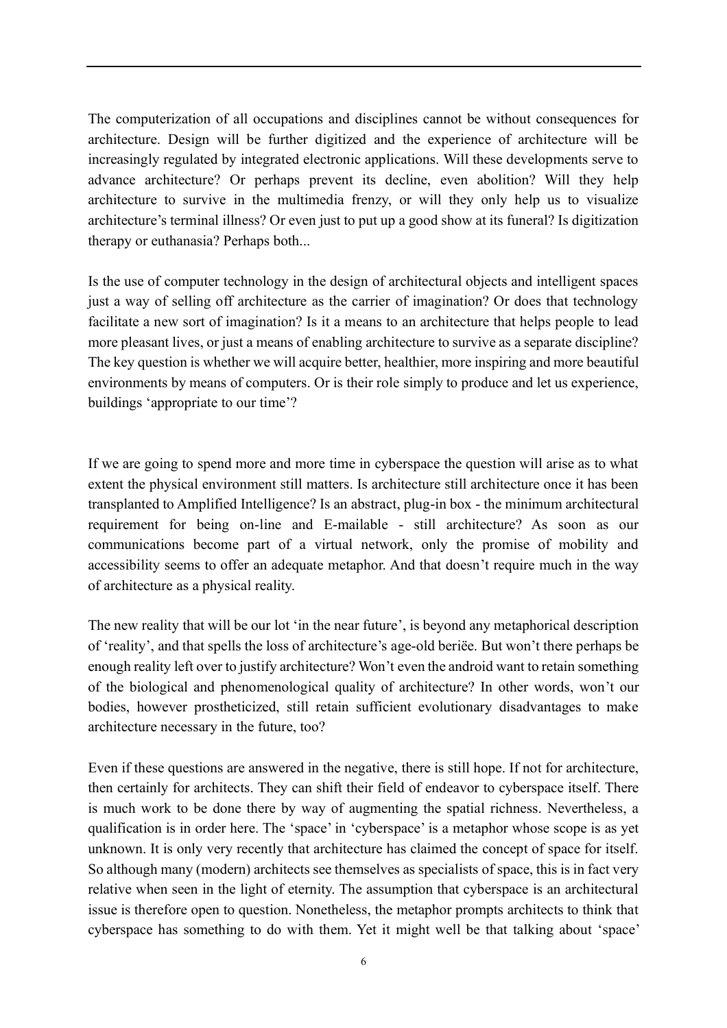The computerization of all occupations and disciplines cannot be without consequences for architecture. Design will be further digitized and the experience of architecture will be increasingly regulated by integrated electronic applications. Will these developments serve to advance architecture? Or perhaps prevent its decline, even abolition? Will they help architecture to survive in the multimedia frenzy, or will they only help us to visualize architecture's terminal illness? Or even just to put up a good show at its funeral? Is digitization therapy or euthanasia? Perhaps both...

Is the use of computer technology in the design of architectural objects and intelligent spaces just a way of selling off architecture as the carrier of imagination? Or does that technology facilitate a new sort of imagination? Is it a means to an architecture that helps people to lead more pleasant lives, or just a means of enabling architecture to survive as a separate discipline? The key question is whether we will acquire better, healthier, more inspiring and more beautiful environments by means of computers. Or is their role simply to produce and let us experience, buildings 'appropriate to our time'?

If we are going to spend more and more time in cyberspace the question will arise as to what extent the physical environment still matters. Is architecture still architecture once it has been transplanted to Amplified Intelligence? Is an abstract, plug-in box - the minimum architectural requirement for being on-line and E-mailable - still architecture? As soon as our communications become part of a virtual network, only the promise of mobility and accessibility seems to offer an adequate metaphor. And that doesn't require much in the way of architecture as a physical reality.

The new reality that will be our lot 'in the near future', is beyond any metaphorical description of 'reality', and that spells the loss of architecture's age-old beriëe. But won't there perhaps be enough reality left over to justify architecture? Won't even the android want to retain something of the biological and phenomenological quality of architecture? In other words, won't our bodies, however prostheticized, still retain sufficient evolutionary disadvantages to make architecture necessary in the future, too?

Even if these questions are answered in the negative, there is still hope. If not for architecture, then certainly for architects. They can shift their field of endeavor to cyberspace itself. There is much work to be done there by way of augmenting the spatial richness. Nevertheless, a qualification is in order here. The 'space' in 'cyberspace' is a metaphor whose scope is as yet unknown. It is only very recently that architecture has claimed the concept of space for itself. So although many (modern) architects see themselves as specialists of space, this is in fact very relative when seen in the light of eternity. The assumption that cyberspace is an architectural issue is therefore open to question. Nonetheless, the metaphor prompts architects to think that cyberspace has something to do with them. Yet it might well be that talking about 'space'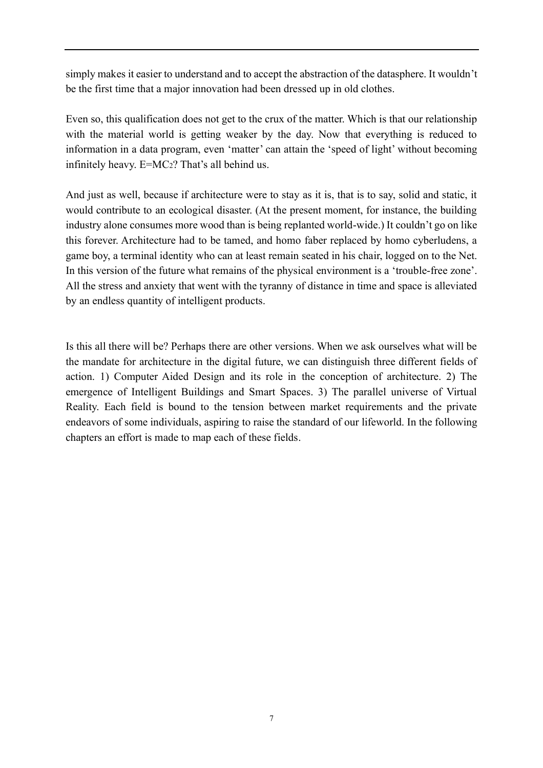simply makes it easier to understand and to accept the abstraction of the datasphere. It wouldn't be the first time that a major innovation had been dressed up in old clothes.

Even so, this qualification does not get to the crux of the matter. Which is that our relationship with the material world is getting weaker by the day. Now that everything is reduced to information in a data program, even 'matter' can attain the 'speed of light' without becoming infinitely heavy. $E=MC_2$? That's all behind us.

And just as well, because if architecture were to stay as it is, that is to say, solid and static, it would contribute to an ecological disaster. (At the present moment, for instance, the building industry alone consumes more wood than is being replanted world-wide.) It couldn't go on like this forever. Architecture had to be tamed, and homo faber replaced by homo cyberludens, a game boy, a terminal identity who can at least remain seated in his chair, logged on to the Net. In this version of the future what remains of the physical environment is a 'trouble-free zone'. All the stress and anxiety that went with the tyranny of distance in time and space is alleviated by an endless quantity of intelligent products.

Is this all there will be? Perhaps there are other versions. When we ask ourselves what will be the mandate for architecture in the digital future, we can distinguish three different fields of action. 1) Computer Aided Design and its role in the conception of architecture. 2) The emergence of Intelligent Buildings and Smart Spaces. 3) The parallel universe of Virtual Reality. Each field is bound to the tension between market requirements and the private endeavors of some individuals, aspiring to raise the standard of our lifeworld. In the following chapters an effort is made to map each of these fields.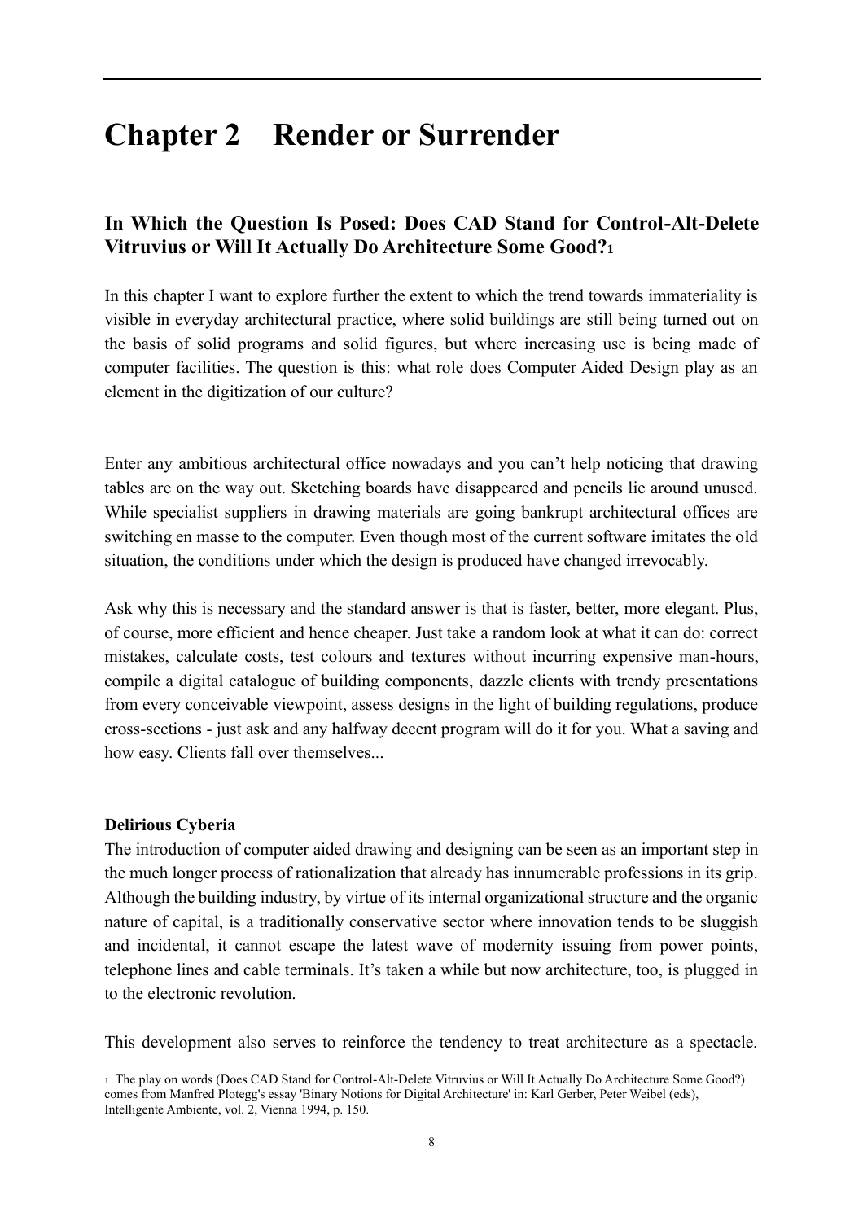# Chapter 2 Render or Surrender

## In Which the Question Is Posed: Does CAD Stand for Control-Alt-Delete Vitruvius or Will It Actually Do Architecture Some Good?[1]

In this chapter I want to explore further the extent to which the trend towards immateriality is visible in everyday architectural practice, where solid buildings are still being turned out on the basis of solid programs and solid figures, but where increasing use is being made of computer facilities. The question is this: what role does Computer Aided Design play as an element in the digitization of our culture?

Enter any ambitious architectural office nowadays and you can't help noticing that drawing tables are on the way out. Sketching boards have disappeared and pencils lie around unused. While specialist suppliers in drawing materials are going bankrupt architectural offices are switching en masse to the computer. Even though most of the current software imitates the old situation, the conditions under which the design is produced have changed irrevocably.

Ask why this is necessary and the standard answer is that is faster, better, more elegant. Plus, of course, more efficient and hence cheaper. Just take a random look at what it can do: correct mistakes, calculate costs, test colours and textures without incurring expensive man-hours, compile a digital catalogue of building components, dazzle clients with trendy presentations from every conceivable viewpoint, assess designs in the light of building regulations, produce cross-sections - just ask and any halfway decent program will do it for you. What a saving and how easy. Clients fall over themselves...

**Delirious Cyberia**

The introduction of computer aided drawing and designing can be seen as an important step in the much longer process of rationalization that already has innumerable professions in its grip. Although the building industry, by virtue of its internal organizational structure and the organic nature of capital, is a traditionally conservative sector where innovation tends to be sluggish and incidental, it cannot escape the latest wave of modernity issuing from power points, telephone lines and cable terminals. It's taken a while but now architecture, too, is plugged in to the electronic revolution.

This development also serves to reinforce the tendency to treat architecture as a spectacle.

[1] The play on words (Does CAD Stand for Control-Alt-Delete Vitruvius or Will It Actually Do Architecture Some Good?) comes from Manfred Plotegg's essay 'Binary Notions for Digital Architecture' in: Karl Gerber, Peter Weibel (eds), Intelligente Ambiente, vol. 2, Vienna 1994, p. 150.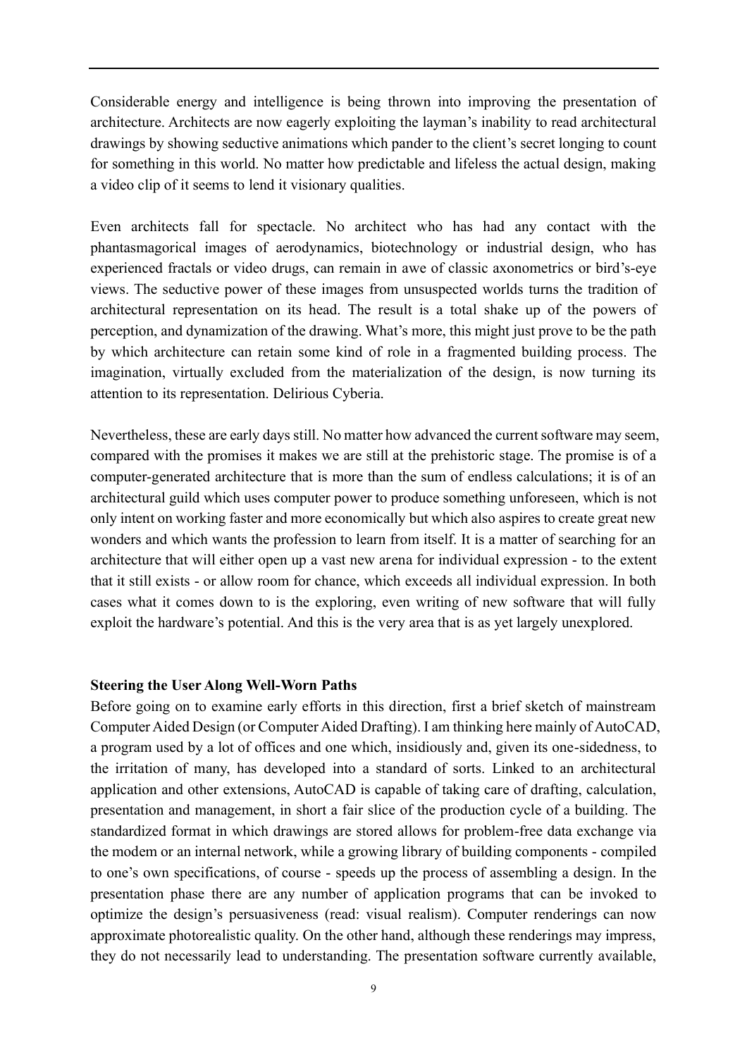Considerable energy and intelligence is being thrown into improving the presentation of architecture. Architects are now eagerly exploiting the layman's inability to read architectural drawings by showing seductive animations which pander to the client's secret longing to count for something in this world. No matter how predictable and lifeless the actual design, making a video clip of it seems to lend it visionary qualities.

Even architects fall for spectacle. No architect who has had any contact with the phantasmagorical images of aerodynamics, biotechnology or industrial design, who has experienced fractals or video drugs, can remain in awe of classic axonometrics or bird's-eye views. The seductive power of these images from unsuspected worlds turns the tradition of architectural representation on its head. The result is a total shake up of the powers of perception, and dynamization of the drawing. What's more, this might just prove to be the path by which architecture can retain some kind of role in a fragmented building process. The imagination, virtually excluded from the materialization of the design, is now turning its attention to its representation. Delirious Cyberia.

Nevertheless, these are early days still. No matter how advanced the current software may seem, compared with the promises it makes we are still at the prehistoric stage. The promise is of a computer-generated architecture that is more than the sum of endless calculations; it is of an architectural guild which uses computer power to produce something unforeseen, which is not only intent on working faster and more economically but which also aspires to create great new wonders and which wants the profession to learn from itself. It is a matter of searching for an architecture that will either open up a vast new arena for individual expression - to the extent that it still exists - or allow room for chance, which exceeds all individual expression. In both cases what it comes down to is the exploring, even writing of new software that will fully exploit the hardware's potential. And this is the very area that is as yet largely unexplored.

**Steering the User Along Well-Worn Paths**

Before going on to examine early efforts in this direction, first a brief sketch of mainstream Computer Aided Design (or Computer Aided Drafting). I am thinking here mainly of AutoCAD, a program used by a lot of offices and one which, insidiously and, given its one-sidedness, to the irritation of many, has developed into a standard of sorts. Linked to an architectural application and other extensions, AutoCAD is capable of taking care of drafting, calculation, presentation and management, in short a fair slice of the production cycle of a building. The standardized format in which drawings are stored allows for problem-free data exchange via the modem or an internal network, while a growing library of building components - compiled to one's own specifications, of course - speeds up the process of assembling a design. In the presentation phase there are any number of application programs that can be invoked to optimize the design's persuasiveness (read: visual realism). Computer renderings can now approximate photorealistic quality. On the other hand, although these renderings may impress, they do not necessarily lead to understanding. The presentation software currently available,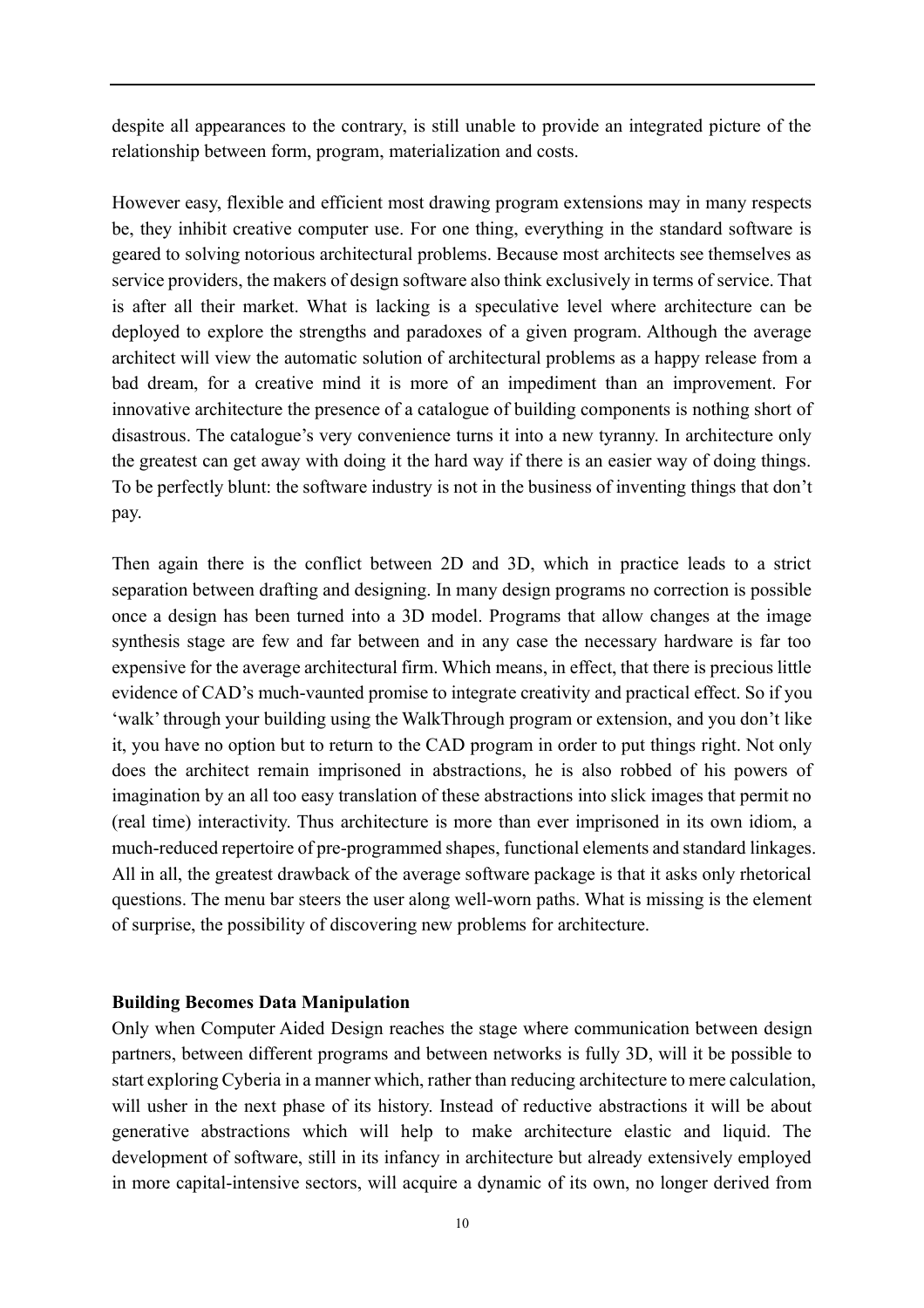despite all appearances to the contrary, is still unable to provide an integrated picture of the relationship between form, program, materialization and costs.

However easy, flexible and efficient most drawing program extensions may in many respects be, they inhibit creative computer use. For one thing, everything in the standard software is geared to solving notorious architectural problems. Because most architects see themselves as service providers, the makers of design software also think exclusively in terms of service. That is after all their market. What is lacking is a speculative level where architecture can be deployed to explore the strengths and paradoxes of a given program. Although the average architect will view the automatic solution of architectural problems as a happy release from a bad dream, for a creative mind it is more of an impediment than an improvement. For innovative architecture the presence of a catalogue of building components is nothing short of disastrous. The catalogue's very convenience turns it into a new tyranny. In architecture only the greatest can get away with doing it the hard way if there is an easier way of doing things. To be perfectly blunt: the software industry is not in the business of inventing things that don't pay.

Then again there is the conflict between 2D and 3D, which in practice leads to a strict separation between drafting and designing. In many design programs no correction is possible once a design has been turned into a 3D model. Programs that allow changes at the image synthesis stage are few and far between and in any case the necessary hardware is far too expensive for the average architectural firm. Which means, in effect, that there is precious little evidence of CAD's much-vaunted promise to integrate creativity and practical effect. So if you 'walk' through your building using the WalkThrough program or extension, and you don't like it, you have no option but to return to the CAD program in order to put things right. Not only does the architect remain imprisoned in abstractions, he is also robbed of his powers of imagination by an all too easy translation of these abstractions into slick images that permit no (real time) interactivity. Thus architecture is more than ever imprisoned in its own idiom, a much-reduced repertoire of pre-programmed shapes, functional elements and standard linkages. All in all, the greatest drawback of the average software package is that it asks only rhetorical questions. The menu bar steers the user along well-worn paths. What is missing is the element of surprise, the possibility of discovering new problems for architecture.

**Building Becomes Data Manipulation**

Only when Computer Aided Design reaches the stage where communication between design partners, between different programs and between networks is fully 3D, will it be possible to start exploring Cyberia in a manner which, rather than reducing architecture to mere calculation, will usher in the next phase of its history. Instead of reductive abstractions it will be about generative abstractions which will help to make architecture elastic and liquid. The development of software, still in its infancy in architecture but already extensively employed in more capital-intensive sectors, will acquire a dynamic of its own, no longer derived from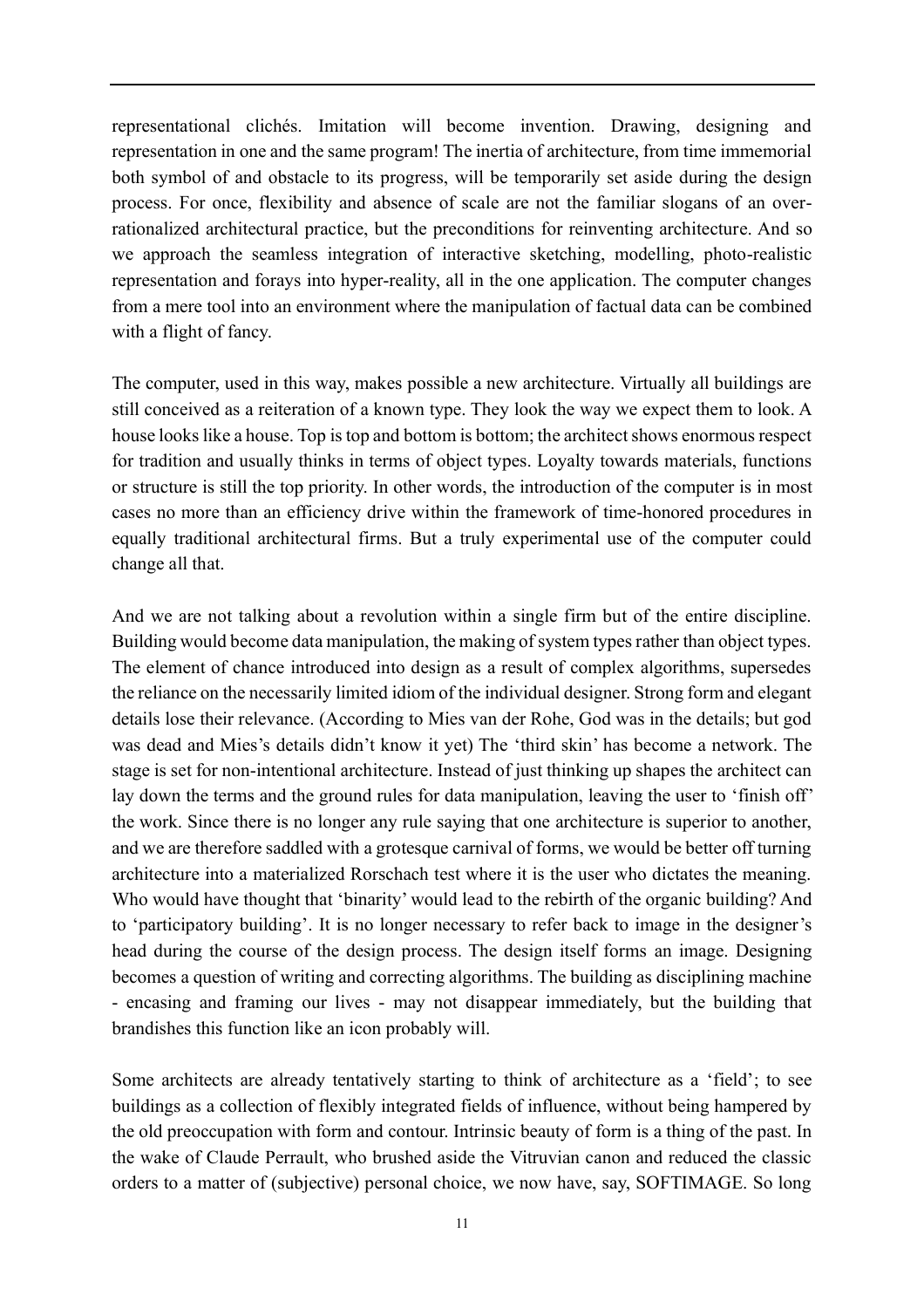representational clichés. Imitation will become invention. Drawing, designing and representation in one and the same program! The inertia of architecture, from time immemorial both symbol of and obstacle to its progress, will be temporarily set aside during the design process. For once, flexibility and absence of scale are not the familiar slogans of an over-rationalized architectural practice, but the preconditions for reinventing architecture. And so we approach the seamless integration of interactive sketching, modelling, photo-realistic representation and forays into hyper-reality, all in the one application. The computer changes from a mere tool into an environment where the manipulation of factual data can be combined with a flight of fancy.

The computer, used in this way, makes possible a new architecture. Virtually all buildings are still conceived as a reiteration of a known type. They look the way we expect them to look. A house looks like a house. Top is top and bottom is bottom; the architect shows enormous respect for tradition and usually thinks in terms of object types. Loyalty towards materials, functions or structure is still the top priority. In other words, the introduction of the computer is in most cases no more than an efficiency drive within the framework of time-honored procedures in equally traditional architectural firms. But a truly experimental use of the computer could change all that.

And we are not talking about a revolution within a single firm but of the entire discipline. Building would become data manipulation, the making of system types rather than object types. The element of chance introduced into design as a result of complex algorithms, supersedes the reliance on the necessarily limited idiom of the individual designer. Strong form and elegant details lose their relevance. (According to Mies van der Rohe, God was in the details; but god was dead and Mies's details didn't know it yet) The 'third skin' has become a network. The stage is set for non-intentional architecture. Instead of just thinking up shapes the architect can lay down the terms and the ground rules for data manipulation, leaving the user to 'finish off' the work. Since there is no longer any rule saying that one architecture is superior to another, and we are therefore saddled with a grotesque carnival of forms, we would be better off turning architecture into a materialized Rorschach test where it is the user who dictates the meaning. Who would have thought that 'binarity' would lead to the rebirth of the organic building? And to 'participatory building'. It is no longer necessary to refer back to image in the designer's head during the course of the design process. The design itself forms an image. Designing becomes a question of writing and correcting algorithms. The building as disciplining machine - encasing and framing our lives - may not disappear immediately, but the building that brandishes this function like an icon probably will.

Some architects are already tentatively starting to think of architecture as a 'field'; to see buildings as a collection of flexibly integrated fields of influence, without being hampered by the old preoccupation with form and contour. Intrinsic beauty of form is a thing of the past. In the wake of Claude Perrault, who brushed aside the Vitruvian canon and reduced the classic orders to a matter of (subjective) personal choice, we now have, say, SOFTIMAGE. So long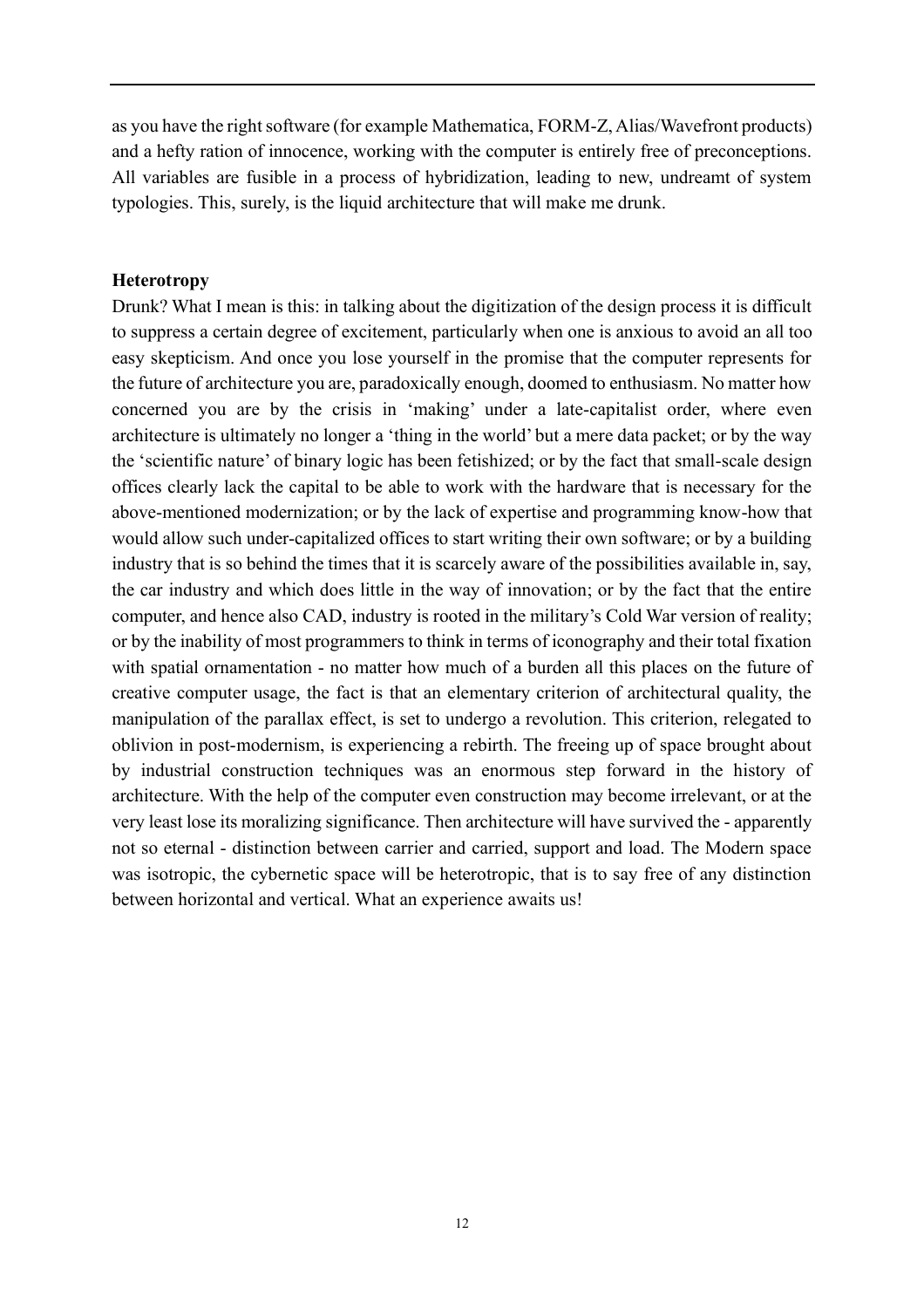as you have the right software (for example Mathematica, FORM-Z, Alias/Wavefront products) and a hefty ration of innocence, working with the computer is entirely free of preconceptions. All variables are fusible in a process of hybridization, leading to new, undreamt of system typologies. This, surely, is the liquid architecture that will make me drunk.

**Heterotropy**

Drunk? What I mean is this: in talking about the digitization of the design process it is difficult to suppress a certain degree of excitement, particularly when one is anxious to avoid an all too easy skepticism. And once you lose yourself in the promise that the computer represents for the future of architecture you are, paradoxically enough, doomed to enthusiasm. No matter how concerned you are by the crisis in 'making' under a late-capitalist order, where even architecture is ultimately no longer a 'thing in the world' but a mere data packet; or by the way the 'scientific nature' of binary logic has been fetishized; or by the fact that small-scale design offices clearly lack the capital to be able to work with the hardware that is necessary for the above-mentioned modernization; or by the lack of expertise and programming know-how that would allow such under-capitalized offices to start writing their own software; or by a building industry that is so behind the times that it is scarcely aware of the possibilities available in, say, the car industry and which does little in the way of innovation; or by the fact that the entire computer, and hence also CAD, industry is rooted in the military's Cold War version of reality; or by the inability of most programmers to think in terms of iconography and their total fixation with spatial ornamentation - no matter how much of a burden all this places on the future of creative computer usage, the fact is that an elementary criterion of architectural quality, the manipulation of the parallax effect, is set to undergo a revolution. This criterion, relegated to oblivion in post-modernism, is experiencing a rebirth. The freeing up of space brought about by industrial construction techniques was an enormous step forward in the history of architecture. With the help of the computer even construction may become irrelevant, or at the very least lose its moralizing significance. Then architecture will have survived the - apparently not so eternal - distinction between carrier and carried, support and load. The Modern space was isotropic, the cybernetic space will be heterotropic, that is to say free of any distinction between horizontal and vertical. What an experience awaits us!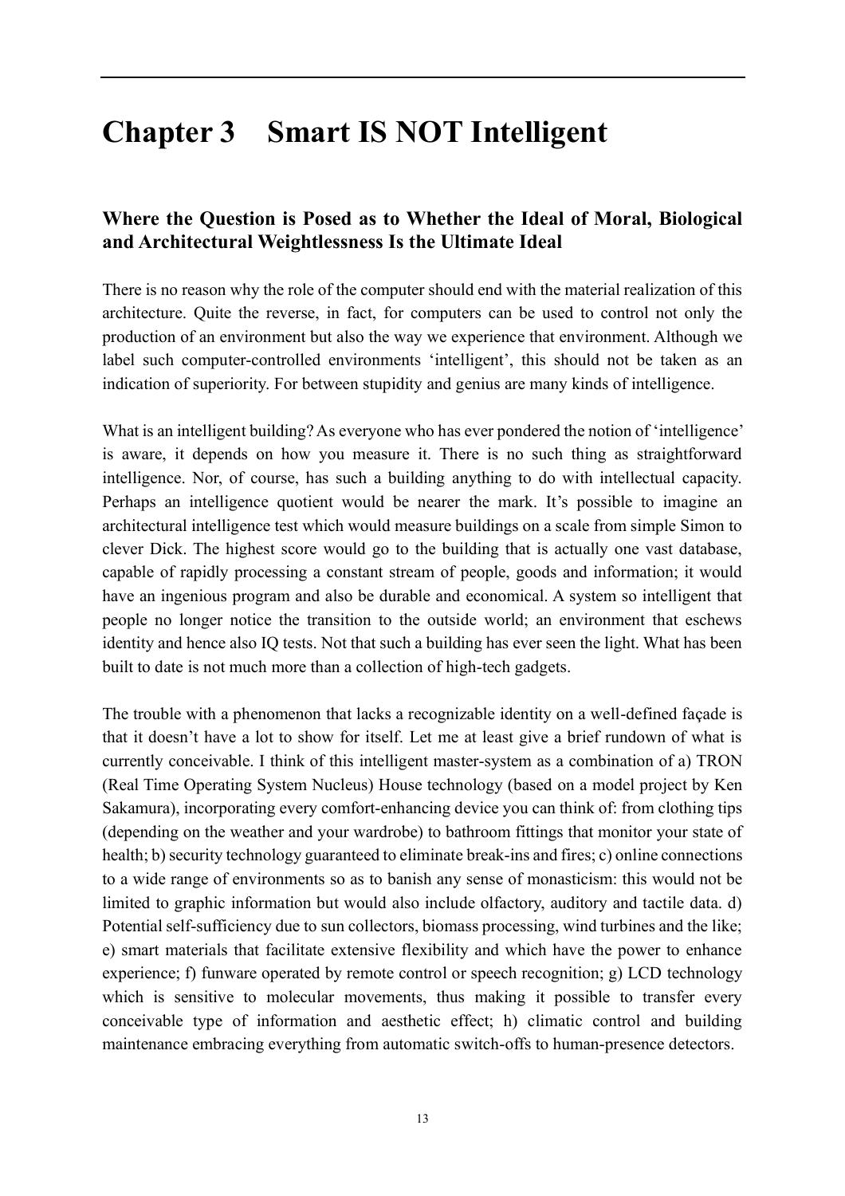# Chapter 3 Smart IS NOT Intelligent

## Where the Question is Posed as to Whether the Ideal of Moral, Biological and Architectural Weightlessness Is the Ultimate Ideal

There is no reason why the role of the computer should end with the material realization of this architecture. Quite the reverse, in fact, for computers can be used to control not only the production of an environment but also the way we experience that environment. Although we label such computer-controlled environments 'intelligent', this should not be taken as an indication of superiority. For between stupidity and genius are many kinds of intelligence.

What is an intelligent building? As everyone who has ever pondered the notion of 'intelligence' is aware, it depends on how you measure it. There is no such thing as straightforward intelligence. Nor, of course, has such a building anything to do with intellectual capacity. Perhaps an intelligence quotient would be nearer the mark. It's possible to imagine an architectural intelligence test which would measure buildings on a scale from simple Simon to clever Dick. The highest score would go to the building that is actually one vast database, capable of rapidly processing a constant stream of people, goods and information; it would have an ingenious program and also be durable and economical. A system so intelligent that people no longer notice the transition to the outside world; an environment that eschews identity and hence also IQ tests. Not that such a building has ever seen the light. What has been built to date is not much more than a collection of high-tech gadgets.

The trouble with a phenomenon that lacks a recognizable identity on a well-defined façade is that it doesn't have a lot to show for itself. Let me at least give a brief rundown of what is currently conceivable. I think of this intelligent master-system as a combination of a) TRON (Real Time Operating System Nucleus) House technology (based on a model project by Ken Sakamura), incorporating every comfort-enhancing device you can think of: from clothing tips (depending on the weather and your wardrobe) to bathroom fittings that monitor your state of health; b) security technology guaranteed to eliminate break-ins and fires; c) online connections to a wide range of environments so as to banish any sense of monasticism: this would not be limited to graphic information but would also include olfactory, auditory and tactile data. d) Potential self-sufficiency due to sun collectors, biomass processing, wind turbines and the like; e) smart materials that facilitate extensive flexibility and which have the power to enhance experience; f) funware operated by remote control or speech recognition; g) LCD technology which is sensitive to molecular movements, thus making it possible to transfer every conceivable type of information and aesthetic effect; h) climatic control and building maintenance embracing everything from automatic switch-offs to human-presence detectors.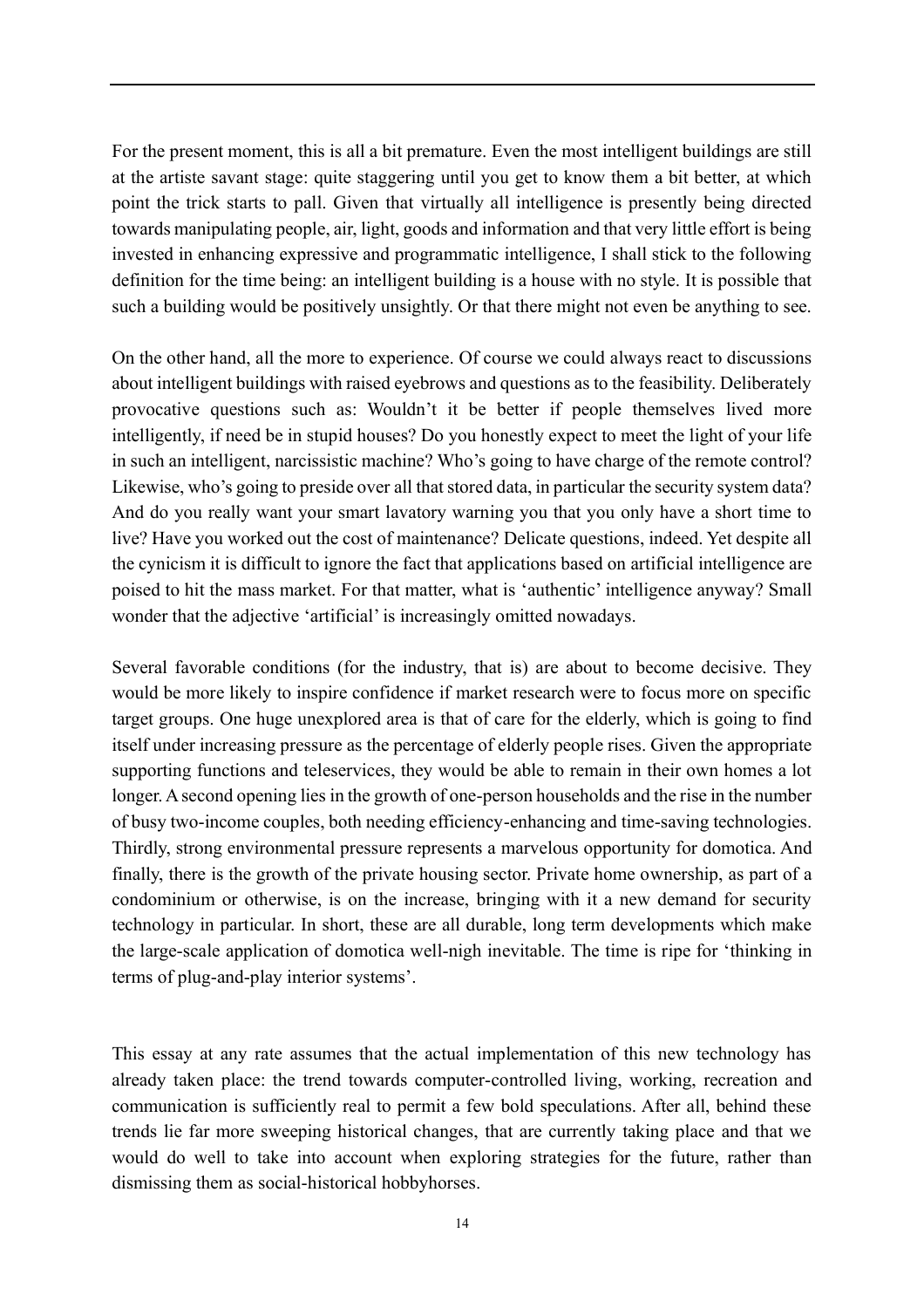For the present moment, this is all a bit premature. Even the most intelligent buildings are still at the artiste savant stage: quite staggering until you get to know them a bit better, at which point the trick starts to pall. Given that virtually all intelligence is presently being directed towards manipulating people, air, light, goods and information and that very little effort is being invested in enhancing expressive and programmatic intelligence, I shall stick to the following definition for the time being: an intelligent building is a house with no style. It is possible that such a building would be positively unsightly. Or that there might not even be anything to see.

On the other hand, all the more to experience. Of course we could always react to discussions about intelligent buildings with raised eyebrows and questions as to the feasibility. Deliberately provocative questions such as: Wouldn't it be better if people themselves lived more intelligently, if need be in stupid houses? Do you honestly expect to meet the light of your life in such an intelligent, narcissistic machine? Who's going to have charge of the remote control? Likewise, who's going to preside over all that stored data, in particular the security system data? And do you really want your smart lavatory warning you that you only have a short time to live? Have you worked out the cost of maintenance? Delicate questions, indeed. Yet despite all the cynicism it is difficult to ignore the fact that applications based on artificial intelligence are poised to hit the mass market. For that matter, what is 'authentic' intelligence anyway? Small wonder that the adjective 'artificial' is increasingly omitted nowadays.

Several favorable conditions (for the industry, that is) are about to become decisive. They would be more likely to inspire confidence if market research were to focus more on specific target groups. One huge unexplored area is that of care for the elderly, which is going to find itself under increasing pressure as the percentage of elderly people rises. Given the appropriate supporting functions and teleservices, they would be able to remain in their own homes a lot longer. A second opening lies in the growth of one-person households and the rise in the number of busy two-income couples, both needing efficiency-enhancing and time-saving technologies. Thirdly, strong environmental pressure represents a marvelous opportunity for domotica. And finally, there is the growth of the private housing sector. Private home ownership, as part of a condominium or otherwise, is on the increase, bringing with it a new demand for security technology in particular. In short, these are all durable, long term developments which make the large-scale application of domotica well-nigh inevitable. The time is ripe for 'thinking in terms of plug-and-play interior systems'.

This essay at any rate assumes that the actual implementation of this new technology has already taken place: the trend towards computer-controlled living, working, recreation and communication is sufficiently real to permit a few bold speculations. After all, behind these trends lie far more sweeping historical changes, that are currently taking place and that we would do well to take into account when exploring strategies for the future, rather than dismissing them as social-historical hobbyhorses.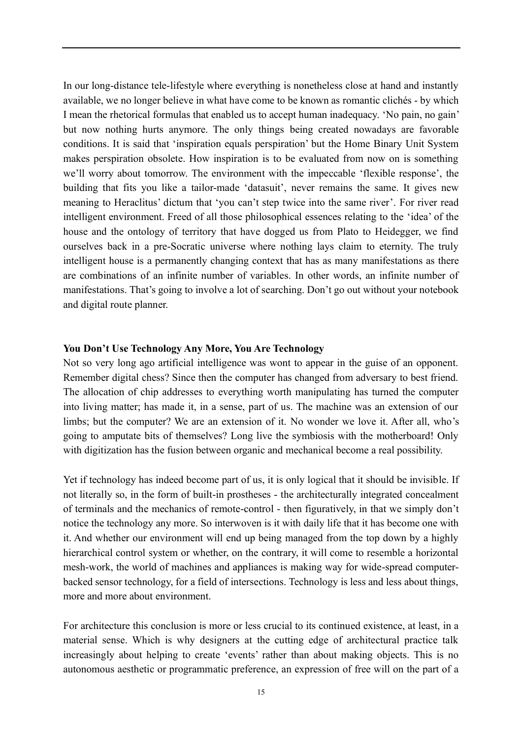In our long-distance tele-lifestyle where everything is nonetheless close at hand and instantly available, we no longer believe in what have come to be known as romantic clichés - by which I mean the rhetorical formulas that enabled us to accept human inadequacy. 'No pain, no gain' but now nothing hurts anymore. The only things being created nowadays are favorable conditions. It is said that 'inspiration equals perspiration' but the Home Binary Unit System makes perspiration obsolete. How inspiration is to be evaluated from now on is something we'll worry about tomorrow. The environment with the impeccable 'flexible response', the building that fits you like a tailor-made 'datasuit', never remains the same. It gives new meaning to Heraclitus' dictum that 'you can't step twice into the same river'. For river read intelligent environment. Freed of all those philosophical essences relating to the 'idea' of the house and the ontology of territory that have dogged us from Plato to Heidegger, we find ourselves back in a pre-Socratic universe where nothing lays claim to eternity. The truly intelligent house is a permanently changing context that has as many manifestations as there are combinations of an infinite number of variables. In other words, an infinite number of manifestations. That's going to involve a lot of searching. Don't go out without your notebook and digital route planner.

**You Don't Use Technology Any More, You Are Technology**

Not so very long ago artificial intelligence was wont to appear in the guise of an opponent. Remember digital chess? Since then the computer has changed from adversary to best friend. The allocation of chip addresses to everything worth manipulating has turned the computer into living matter; has made it, in a sense, part of us. The machine was an extension of our limbs; but the computer? We are an extension of it. No wonder we love it. After all, who's going to amputate bits of themselves? Long live the symbiosis with the motherboard! Only with digitization has the fusion between organic and mechanical become a real possibility.

Yet if technology has indeed become part of us, it is only logical that it should be invisible. If not literally so, in the form of built-in prostheses - the architecturally integrated concealment of terminals and the mechanics of remote-control - then figuratively, in that we simply don't notice the technology any more. So interwoven is it with daily life that it has become one with it. And whether our environment will end up being managed from the top down by a highly hierarchical control system or whether, on the contrary, it will come to resemble a horizontal mesh-work, the world of machines and appliances is making way for wide-spread computer-backed sensor technology, for a field of intersections. Technology is less and less about things, more and more about environment.

For architecture this conclusion is more or less crucial to its continued existence, at least, in a material sense. Which is why designers at the cutting edge of architectural practice talk increasingly about helping to create 'events' rather than about making objects. This is no autonomous aesthetic or programmatic preference, an expression of free will on the part of a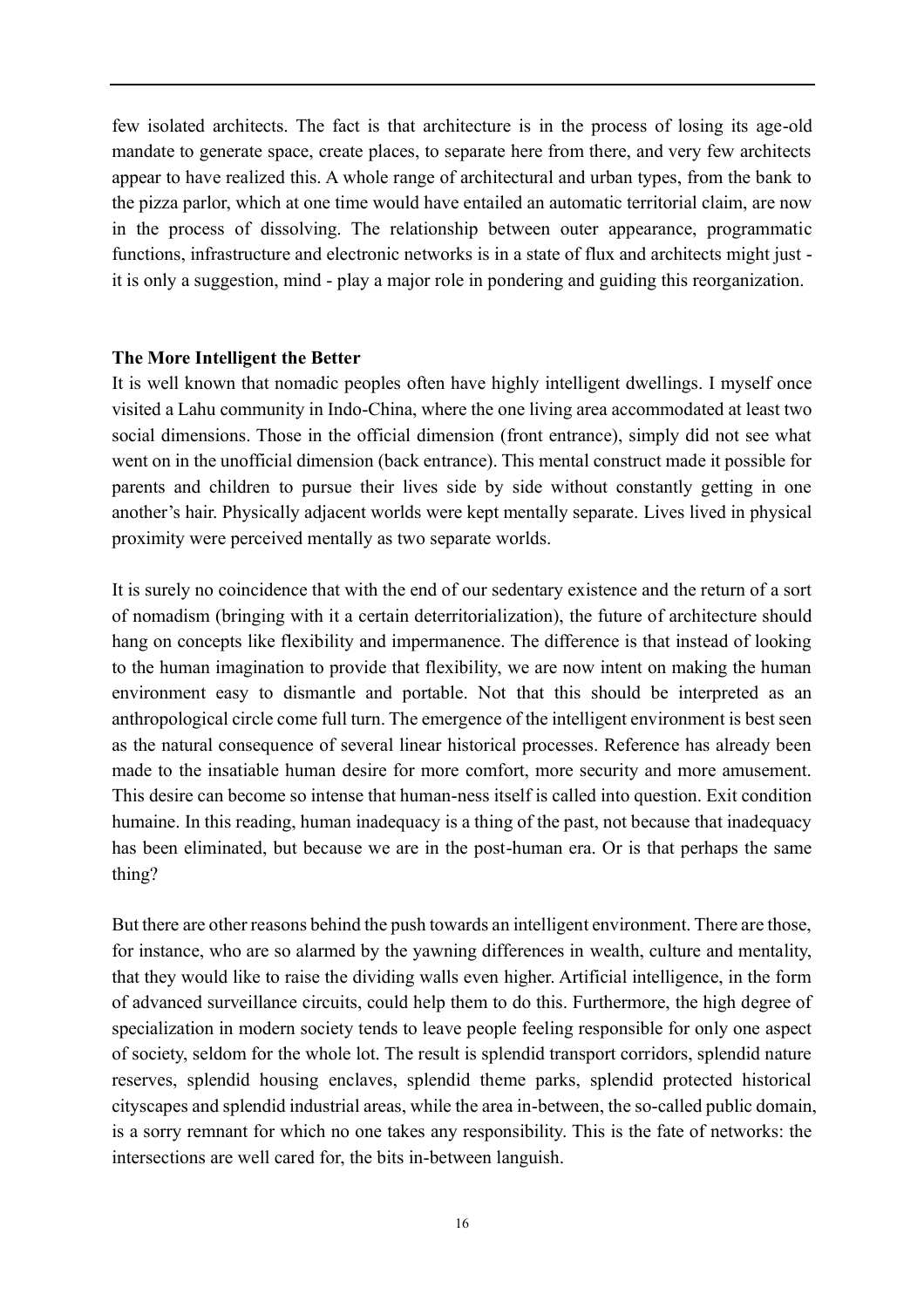few isolated architects. The fact is that architecture is in the process of losing its age-old mandate to generate space, create places, to separate here from there, and very few architects appear to have realized this. A whole range of architectural and urban types, from the bank to the pizza parlor, which at one time would have entailed an automatic territorial claim, are now in the process of dissolving. The relationship between outer appearance, programmatic functions, infrastructure and electronic networks is in a state of flux and architects might just - it is only a suggestion, mind - play a major role in pondering and guiding this reorganization.

## The More Intelligent the Better

It is well known that nomadic peoples often have highly intelligent dwellings. I myself once visited a Lahu community in Indo-China, where the one living area accommodated at least two social dimensions. Those in the official dimension (front entrance), simply did not see what went on in the unofficial dimension (back entrance). This mental construct made it possible for parents and children to pursue their lives side by side without constantly getting in one another's hair. Physically adjacent worlds were kept mentally separate. Lives lived in physical proximity were perceived mentally as two separate worlds.

It is surely no coincidence that with the end of our sedentary existence and the return of a sort of nomadism (bringing with it a certain deterritorialization), the future of architecture should hang on concepts like flexibility and impermanence. The difference is that instead of looking to the human imagination to provide that flexibility, we are now intent on making the human environment easy to dismantle and portable. Not that this should be interpreted as an anthropological circle come full turn. The emergence of the intelligent environment is best seen as the natural consequence of several linear historical processes. Reference has already been made to the insatiable human desire for more comfort, more security and more amusement. This desire can become so intense that human-ness itself is called into question. Exit condition humaine. In this reading, human inadequacy is a thing of the past, not because that inadequacy has been eliminated, but because we are in the post-human era. Or is that perhaps the same thing?

But there are other reasons behind the push towards an intelligent environment. There are those, for instance, who are so alarmed by the yawning differences in wealth, culture and mentality, that they would like to raise the dividing walls even higher. Artificial intelligence, in the form of advanced surveillance circuits, could help them to do this. Furthermore, the high degree of specialization in modern society tends to leave people feeling responsible for only one aspect of society, seldom for the whole lot. The result is splendid transport corridors, splendid nature reserves, splendid housing enclaves, splendid theme parks, splendid protected historical cityscapes and splendid industrial areas, while the area in-between, the so-called public domain, is a sorry remnant for which no one takes any responsibility. This is the fate of networks: the intersections are well cared for, the bits in-between languish.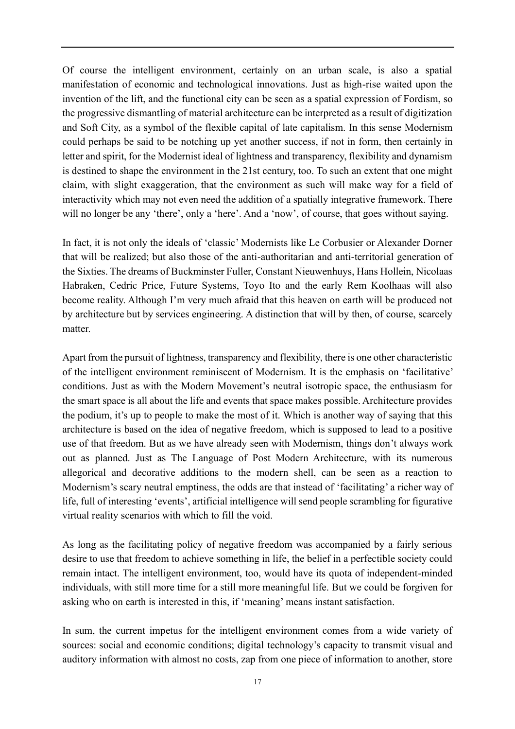Of course the intelligent environment, certainly on an urban scale, is also a spatial manifestation of economic and technological innovations. Just as high-rise waited upon the invention of the lift, and the functional city can be seen as a spatial expression of Fordism, so the progressive dismantling of material architecture can be interpreted as a result of digitization and Soft City, as a symbol of the flexible capital of late capitalism. In this sense Modernism could perhaps be said to be notching up yet another success, if not in form, then certainly in letter and spirit, for the Modernist ideal of lightness and transparency, flexibility and dynamism is destined to shape the environment in the 21st century, too. To such an extent that one might claim, with slight exaggeration, that the environment as such will make way for a field of interactivity which may not even need the addition of a spatially integrative framework. There will no longer be any 'there', only a 'here'. And a 'now', of course, that goes without saying.

In fact, it is not only the ideals of 'classic' Modernists like Le Corbusier or Alexander Dorner that will be realized; but also those of the anti-authoritarian and anti-territorial generation of the Sixties. The dreams of Buckminster Fuller, Constant Nieuwenhuys, Hans Hollein, Nicolaas Habraken, Cedric Price, Future Systems, Toyo Ito and the early Rem Koolhaas will also become reality. Although I'm very much afraid that this heaven on earth will be produced not by architecture but by services engineering. A distinction that will by then, of course, scarcely matter.

Apart from the pursuit of lightness, transparency and flexibility, there is one other characteristic of the intelligent environment reminiscent of Modernism. It is the emphasis on 'facilitative' conditions. Just as with the Modern Movement's neutral isotropic space, the enthusiasm for the smart space is all about the life and events that space makes possible. Architecture provides the podium, it's up to people to make the most of it. Which is another way of saying that this architecture is based on the idea of negative freedom, which is supposed to lead to a positive use of that freedom. But as we have already seen with Modernism, things don't always work out as planned. Just as The Language of Post Modern Architecture, with its numerous allegorical and decorative additions to the modern shell, can be seen as a reaction to Modernism's scary neutral emptiness, the odds are that instead of 'facilitating' a richer way of life, full of interesting 'events', artificial intelligence will send people scrambling for figurative virtual reality scenarios with which to fill the void.

As long as the facilitating policy of negative freedom was accompanied by a fairly serious desire to use that freedom to achieve something in life, the belief in a perfectible society could remain intact. The intelligent environment, too, would have its quota of independent-minded individuals, with still more time for a still more meaningful life. But we could be forgiven for asking who on earth is interested in this, if 'meaning' means instant satisfaction.

In sum, the current impetus for the intelligent environment comes from a wide variety of sources: social and economic conditions; digital technology's capacity to transmit visual and auditory information with almost no costs, zap from one piece of information to another, store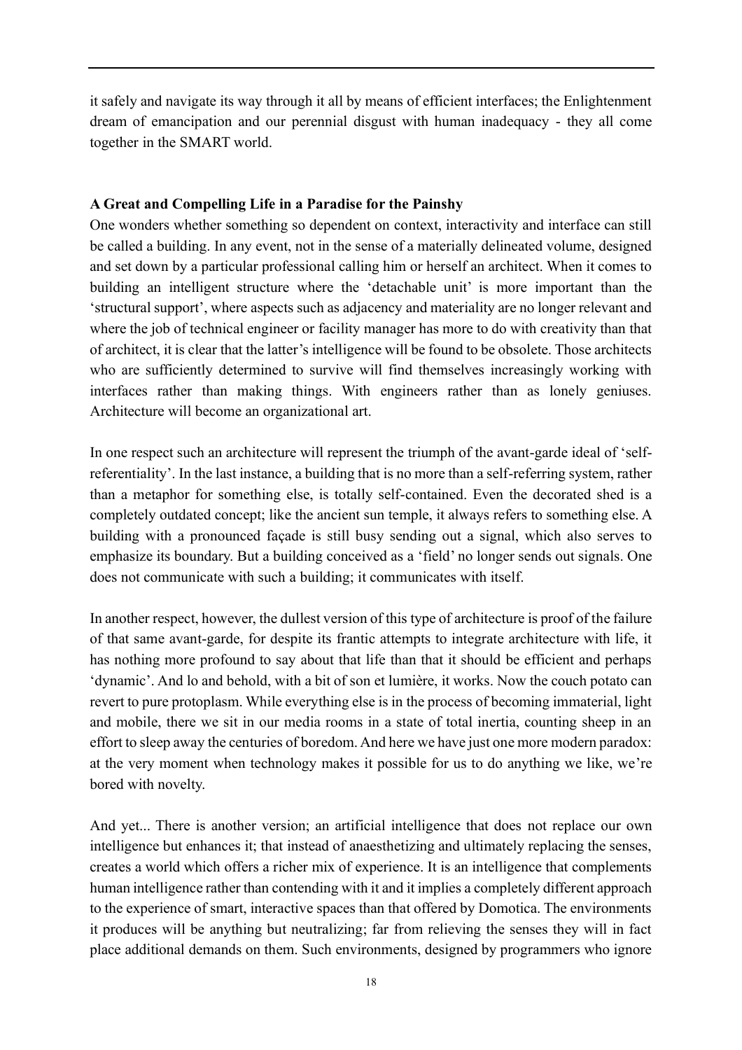it safely and navigate its way through it all by means of efficient interfaces; the Enlightenment dream of emancipation and our perennial disgust with human inadequacy - they all come together in the SMART world.

**A Great and Compelling Life in a Paradise for the Painshy**

One wonders whether something so dependent on context, interactivity and interface can still be called a building. In any event, not in the sense of a materially delineated volume, designed and set down by a particular professional calling him or herself an architect. When it comes to building an intelligent structure where the 'detachable unit' is more important than the 'structural support', where aspects such as adjacency and materiality are no longer relevant and where the job of technical engineer or facility manager has more to do with creativity than that of architect, it is clear that the latter's intelligence will be found to be obsolete. Those architects who are sufficiently determined to survive will find themselves increasingly working with interfaces rather than making things. With engineers rather than as lonely geniuses. Architecture will become an organizational art.

In one respect such an architecture will represent the triumph of the avant-garde ideal of 'self-referentiality'. In the last instance, a building that is no more than a self-referring system, rather than a metaphor for something else, is totally self-contained. Even the decorated shed is a completely outdated concept; like the ancient sun temple, it always refers to something else. A building with a pronounced façade is still busy sending out a signal, which also serves to emphasize its boundary. But a building conceived as a 'field' no longer sends out signals. One does not communicate with such a building; it communicates with itself.

In another respect, however, the dullest version of this type of architecture is proof of the failure of that same avant-garde, for despite its frantic attempts to integrate architecture with life, it has nothing more profound to say about that life than that it should be efficient and perhaps 'dynamic'. And lo and behold, with a bit of son et lumière, it works. Now the couch potato can revert to pure protoplasm. While everything else is in the process of becoming immaterial, light and mobile, there we sit in our media rooms in a state of total inertia, counting sheep in an effort to sleep away the centuries of boredom. And here we have just one more modern paradox: at the very moment when technology makes it possible for us to do anything we like, we're bored with novelty.

And yet... There is another version; an artificial intelligence that does not replace our own intelligence but enhances it; that instead of anaesthetizing and ultimately replacing the senses, creates a world which offers a richer mix of experience. It is an intelligence that complements human intelligence rather than contending with it and it implies a completely different approach to the experience of smart, interactive spaces than that offered by Domotica. The environments it produces will be anything but neutralizing; far from relieving the senses they will in fact place additional demands on them. Such environments, designed by programmers who ignore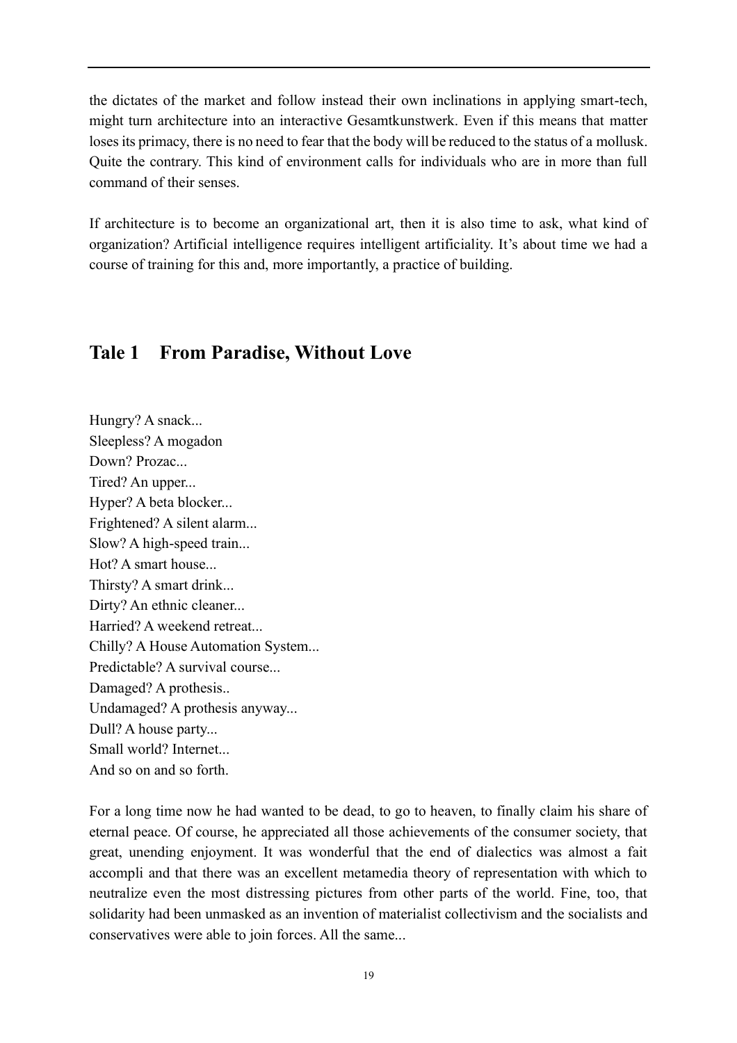the dictates of the market and follow instead their own inclinations in applying smart-tech, might turn architecture into an interactive Gesamtkunstwerk. Even if this means that matter loses its primacy, there is no need to fear that the body will be reduced to the status of a mollusk. Quite the contrary. This kind of environment calls for individuals who are in more than full command of their senses.

If architecture is to become an organizational art, then it is also time to ask, what kind of organization? Artificial intelligence requires intelligent artificiality. It's about time we had a course of training for this and, more importantly, a practice of building.

## Tale 1 From Paradise, Without Love

Hungry? A snack...
Sleepless? A mogadon
Down? Prozac...
Tired? An upper...
Hyper? A beta blocker...
Frightened? A silent alarm...
Slow? A high-speed train...
Hot? A smart house...
Thirsty? A smart drink...
Dirty? An ethnic cleaner...
Harried? A weekend retreat...
Chilly? A House Automation System...
Predictable? A survival course...
Damaged? A prothesis..
Undamaged? A prothesis anyway...
Dull? A house party...
Small world? Internet...
And so on and so forth.

For a long time now he had wanted to be dead, to go to heaven, to finally claim his share of eternal peace. Of course, he appreciated all those achievements of the consumer society, that great, unending enjoyment. It was wonderful that the end of dialectics was almost a fait accompli and that there was an excellent metamedia theory of representation with which to neutralize even the most distressing pictures from other parts of the world. Fine, too, that solidarity had been unmasked as an invention of materialist collectivism and the socialists and conservatives were able to join forces. All the same...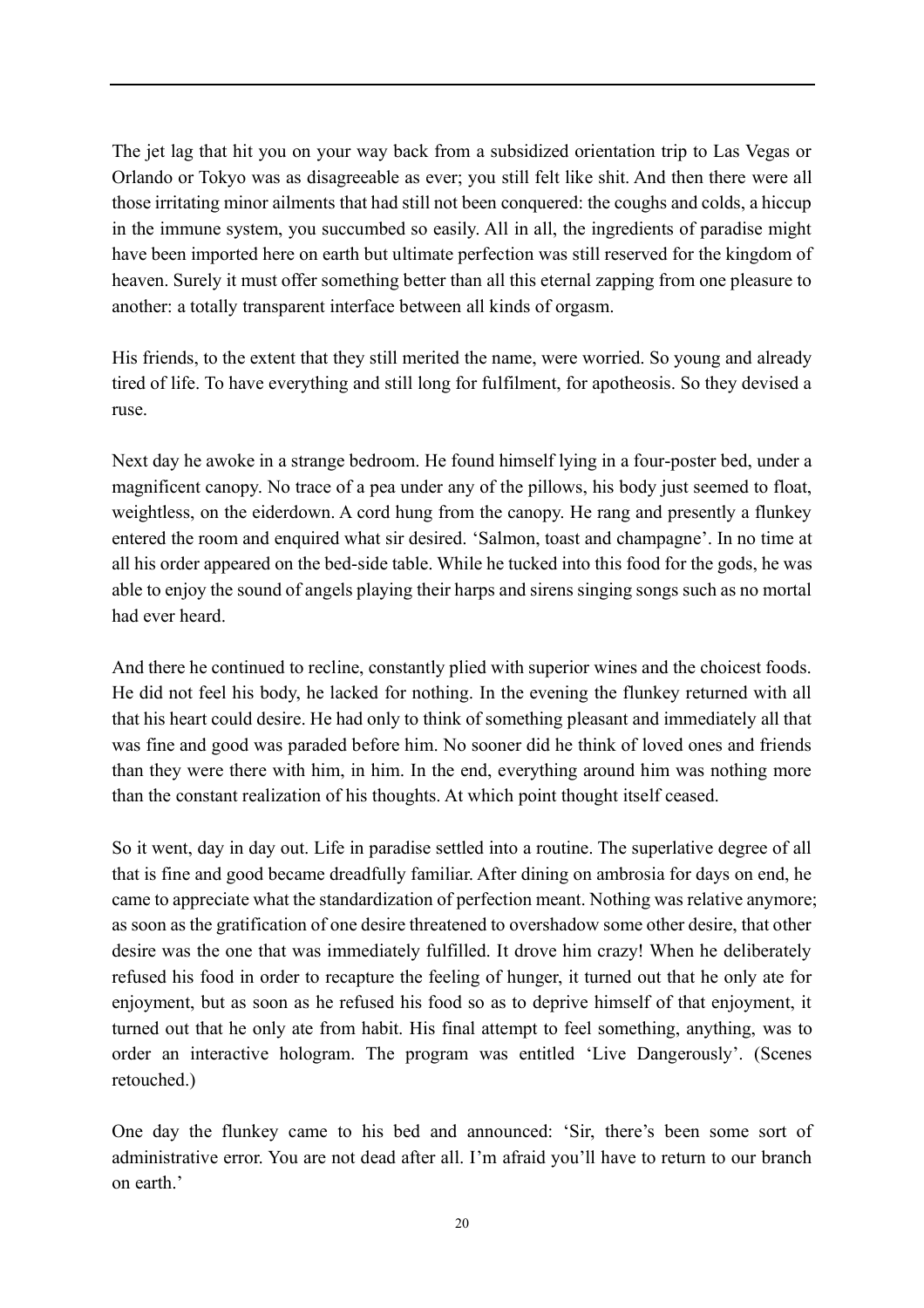The jet lag that hit you on your way back from a subsidized orientation trip to Las Vegas or Orlando or Tokyo was as disagreeable as ever; you still felt like shit. And then there were all those irritating minor ailments that had still not been conquered: the coughs and colds, a hiccup in the immune system, you succumbed so easily. All in all, the ingredients of paradise might have been imported here on earth but ultimate perfection was still reserved for the kingdom of heaven. Surely it must offer something better than all this eternal zapping from one pleasure to another: a totally transparent interface between all kinds of orgasm.

His friends, to the extent that they still merited the name, were worried. So young and already tired of life. To have everything and still long for fulfilment, for apotheosis. So they devised a ruse.

Next day he awoke in a strange bedroom. He found himself lying in a four-poster bed, under a magnificent canopy. No trace of a pea under any of the pillows, his body just seemed to float, weightless, on the eiderdown. A cord hung from the canopy. He rang and presently a flunkey entered the room and enquired what sir desired. 'Salmon, toast and champagne'. In no time at all his order appeared on the bed-side table. While he tucked into this food for the gods, he was able to enjoy the sound of angels playing their harps and sirens singing songs such as no mortal had ever heard.

And there he continued to recline, constantly plied with superior wines and the choicest foods. He did not feel his body, he lacked for nothing. In the evening the flunkey returned with all that his heart could desire. He had only to think of something pleasant and immediately all that was fine and good was paraded before him. No sooner did he think of loved ones and friends than they were there with him, in him. In the end, everything around him was nothing more than the constant realization of his thoughts. At which point thought itself ceased.

So it went, day in day out. Life in paradise settled into a routine. The superlative degree of all that is fine and good became dreadfully familiar. After dining on ambrosia for days on end, he came to appreciate what the standardization of perfection meant. Nothing was relative anymore; as soon as the gratification of one desire threatened to overshadow some other desire, that other desire was the one that was immediately fulfilled. It drove him crazy! When he deliberately refused his food in order to recapture the feeling of hunger, it turned out that he only ate for enjoyment, but as soon as he refused his food so as to deprive himself of that enjoyment, it turned out that he only ate from habit. His final attempt to feel something, anything, was to order an interactive hologram. The program was entitled 'Live Dangerously'. (Scenes retouched.)

One day the flunkey came to his bed and announced: 'Sir, there's been some sort of administrative error. You are not dead after all. I'm afraid you'll have to return to our branch on earth.'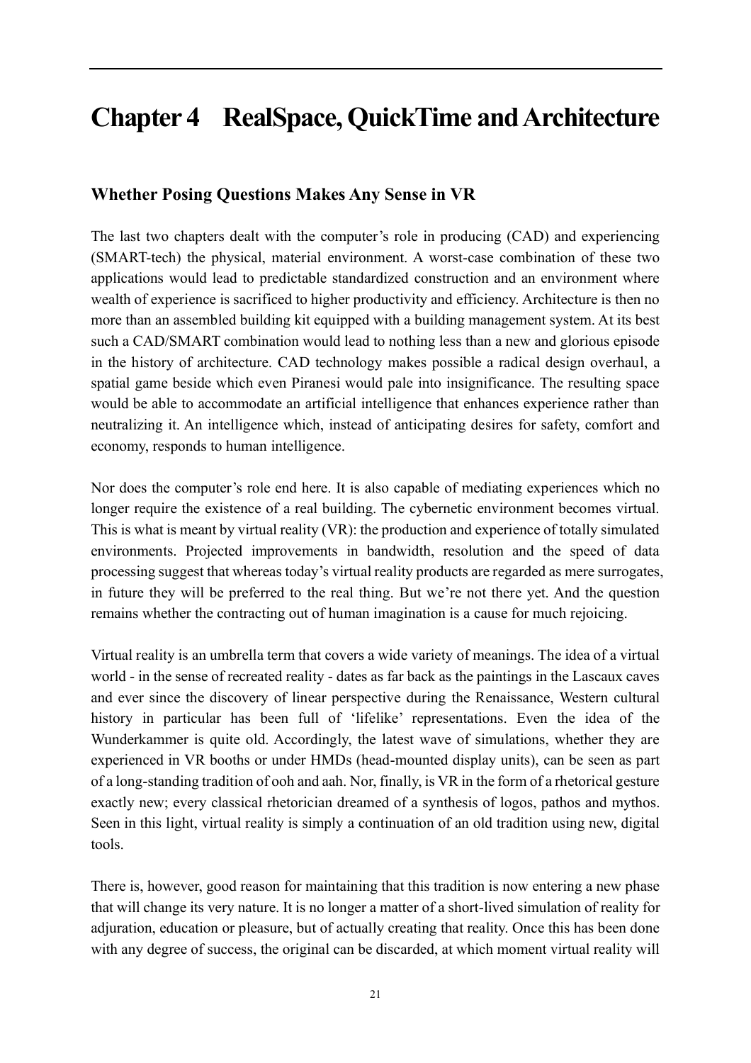# Chapter 4 RealSpace, QuickTime and Architecture

## Whether Posing Questions Makes Any Sense in VR

The last two chapters dealt with the computer's role in producing (CAD) and experiencing (SMART-tech) the physical, material environment. A worst-case combination of these two applications would lead to predictable standardized construction and an environment where wealth of experience is sacrificed to higher productivity and efficiency. Architecture is then no more than an assembled building kit equipped with a building management system. At its best such a CAD/SMART combination would lead to nothing less than a new and glorious episode in the history of architecture. CAD technology makes possible a radical design overhaul, a spatial game beside which even Piranesi would pale into insignificance. The resulting space would be able to accommodate an artificial intelligence that enhances experience rather than neutralizing it. An intelligence which, instead of anticipating desires for safety, comfort and economy, responds to human intelligence.

Nor does the computer's role end here. It is also capable of mediating experiences which no longer require the existence of a real building. The cybernetic environment becomes virtual. This is what is meant by virtual reality (VR): the production and experience of totally simulated environments. Projected improvements in bandwidth, resolution and the speed of data processing suggest that whereas today's virtual reality products are regarded as mere surrogates, in future they will be preferred to the real thing. But we're not there yet. And the question remains whether the contracting out of human imagination is a cause for much rejoicing.

Virtual reality is an umbrella term that covers a wide variety of meanings. The idea of a virtual world - in the sense of recreated reality - dates as far back as the paintings in the Lascaux caves and ever since the discovery of linear perspective during the Renaissance, Western cultural history in particular has been full of 'lifelike' representations. Even the idea of the Wunderkammer is quite old. Accordingly, the latest wave of simulations, whether they are experienced in VR booths or under HMDs (head-mounted display units), can be seen as part of a long-standing tradition of ooh and aah. Nor, finally, is VR in the form of a rhetorical gesture exactly new; every classical rhetorician dreamed of a synthesis of logos, pathos and mythos. Seen in this light, virtual reality is simply a continuation of an old tradition using new, digital tools.

There is, however, good reason for maintaining that this tradition is now entering a new phase that will change its very nature. It is no longer a matter of a short-lived simulation of reality for adjuration, education or pleasure, but of actually creating that reality. Once this has been done with any degree of success, the original can be discarded, at which moment virtual reality will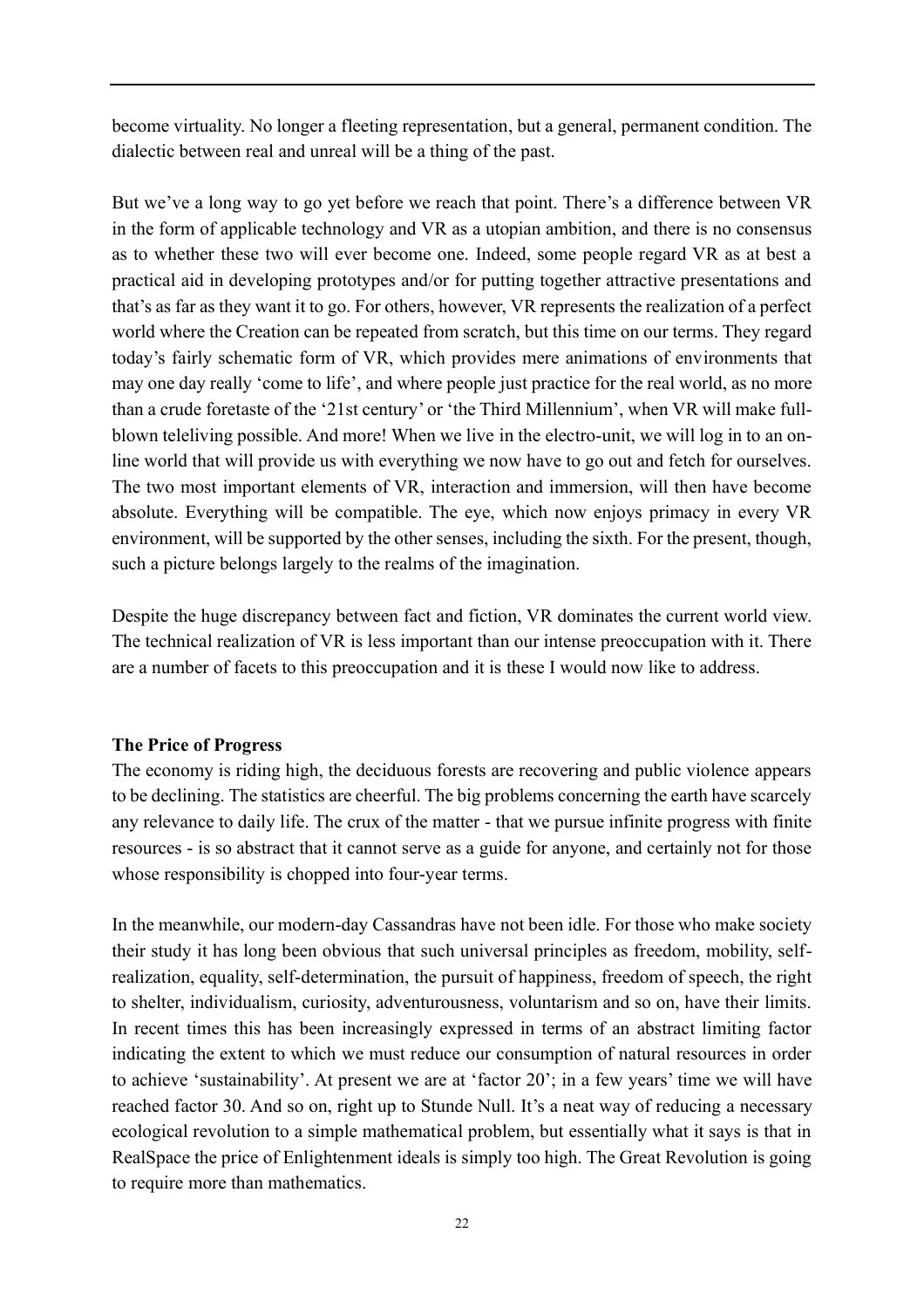become virtuality. No longer a fleeting representation, but a general, permanent condition. The dialectic between real and unreal will be a thing of the past.

But we've a long way to go yet before we reach that point. There's a difference between VR in the form of applicable technology and VR as a utopian ambition, and there is no consensus as to whether these two will ever become one. Indeed, some people regard VR as at best a practical aid in developing prototypes and/or for putting together attractive presentations and that's as far as they want it to go. For others, however, VR represents the realization of a perfect world where the Creation can be repeated from scratch, but this time on our terms. They regard today's fairly schematic form of VR, which provides mere animations of environments that may one day really 'come to life', and where people just practice for the real world, as no more than a crude foretaste of the '21st century' or 'the Third Millennium', when VR will make full-blown teleliving possible. And more! When we live in the electro-unit, we will log in to an on-line world that will provide us with everything we now have to go out and fetch for ourselves. The two most important elements of VR, interaction and immersion, will then have become absolute. Everything will be compatible. The eye, which now enjoys primacy in every VR environment, will be supported by the other senses, including the sixth. For the present, though, such a picture belongs largely to the realms of the imagination.

Despite the huge discrepancy between fact and fiction, VR dominates the current world view. The technical realization of VR is less important than our intense preoccupation with it. There are a number of facets to this preoccupation and it is these I would now like to address.

**The Price of Progress**

The economy is riding high, the deciduous forests are recovering and public violence appears to be declining. The statistics are cheerful. The big problems concerning the earth have scarcely any relevance to daily life. The crux of the matter - that we pursue infinite progress with finite resources - is so abstract that it cannot serve as a guide for anyone, and certainly not for those whose responsibility is chopped into four-year terms.

In the meanwhile, our modern-day Cassandras have not been idle. For those who make society their study it has long been obvious that such universal principles as freedom, mobility, self-realization, equality, self-determination, the pursuit of happiness, freedom of speech, the right to shelter, individualism, curiosity, adventurousness, voluntarism and so on, have their limits. In recent times this has been increasingly expressed in terms of an abstract limiting factor indicating the extent to which we must reduce our consumption of natural resources in order to achieve 'sustainability'. At present we are at 'factor 20'; in a few years' time we will have reached factor 30. And so on, right up to Stunde Null. It's a neat way of reducing a necessary ecological revolution to a simple mathematical problem, but essentially what it says is that in RealSpace the price of Enlightenment ideals is simply too high. The Great Revolution is going to require more than mathematics.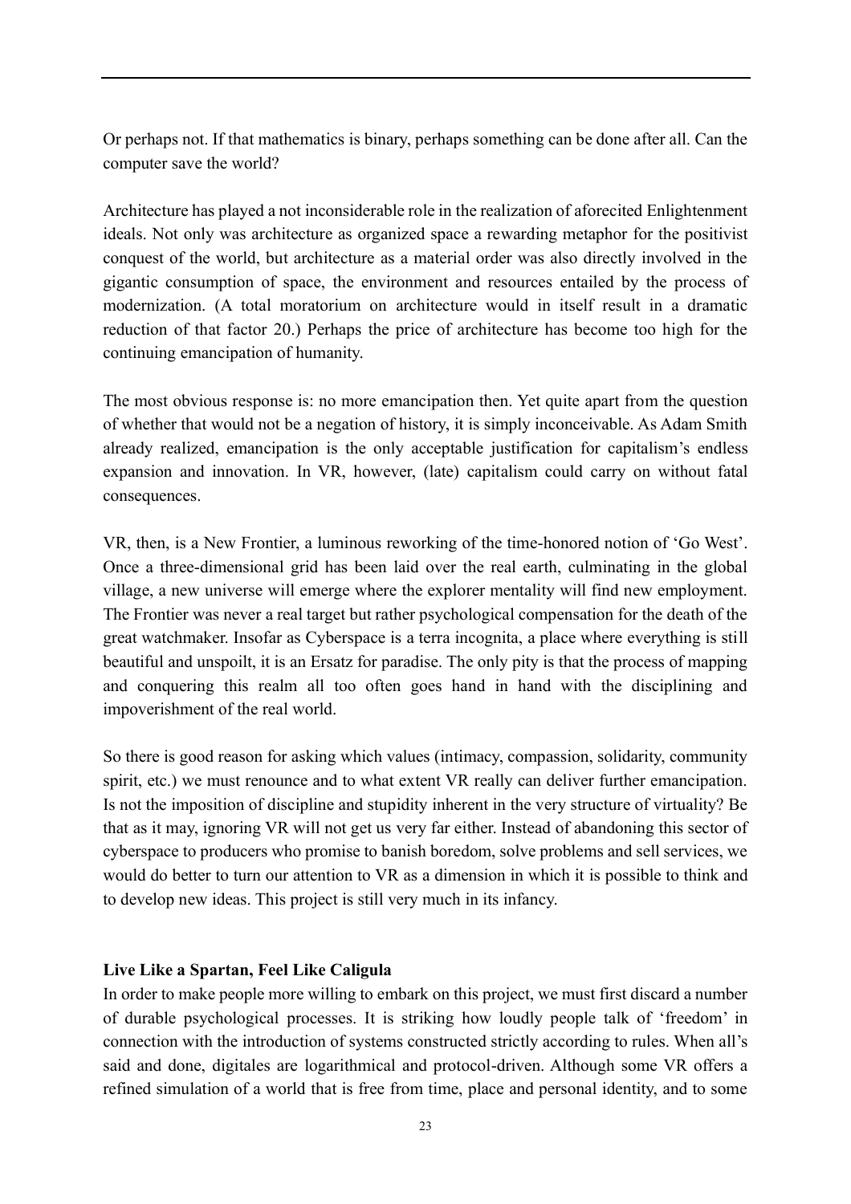Or perhaps not. If that mathematics is binary, perhaps something can be done after all. Can the computer save the world?

Architecture has played a not inconsiderable role in the realization of aforecited Enlightenment ideals. Not only was architecture as organized space a rewarding metaphor for the positivist conquest of the world, but architecture as a material order was also directly involved in the gigantic consumption of space, the environment and resources entailed by the process of modernization. (A total moratorium on architecture would in itself result in a dramatic reduction of that factor 20.) Perhaps the price of architecture has become too high for the continuing emancipation of humanity.

The most obvious response is: no more emancipation then. Yet quite apart from the question of whether that would not be a negation of history, it is simply inconceivable. As Adam Smith already realized, emancipation is the only acceptable justification for capitalism's endless expansion and innovation. In VR, however, (late) capitalism could carry on without fatal consequences.

VR, then, is a New Frontier, a luminous reworking of the time-honored notion of 'Go West'. Once a three-dimensional grid has been laid over the real earth, culminating in the global village, a new universe will emerge where the explorer mentality will find new employment. The Frontier was never a real target but rather psychological compensation for the death of the great watchmaker. Insofar as Cyberspace is a terra incognita, a place where everything is still beautiful and unspoilt, it is an Ersatz for paradise. The only pity is that the process of mapping and conquering this realm all too often goes hand in hand with the disciplining and impoverishment of the real world.

So there is good reason for asking which values (intimacy, compassion, solidarity, community spirit, etc.) we must renounce and to what extent VR really can deliver further emancipation. Is not the imposition of discipline and stupidity inherent in the very structure of virtuality? Be that as it may, ignoring VR will not get us very far either. Instead of abandoning this sector of cyberspace to producers who promise to banish boredom, solve problems and sell services, we would do better to turn our attention to VR as a dimension in which it is possible to think and to develop new ideas. This project is still very much in its infancy.

**Live Like a Spartan, Feel Like Caligula**

In order to make people more willing to embark on this project, we must first discard a number of durable psychological processes. It is striking how loudly people talk of 'freedom' in connection with the introduction of systems constructed strictly according to rules. When all's said and done, digitales are logarithmical and protocol-driven. Although some VR offers a refined simulation of a world that is free from time, place and personal identity, and to some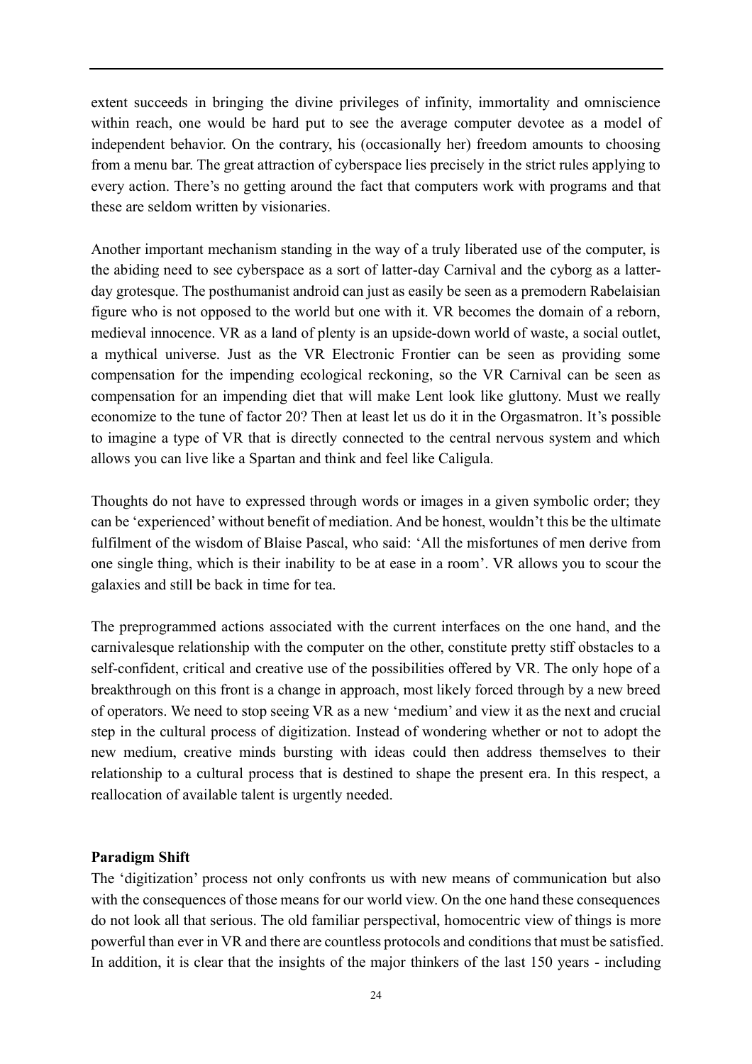extent succeeds in bringing the divine privileges of infinity, immortality and omniscience within reach, one would be hard put to see the average computer devotee as a model of independent behavior. On the contrary, his (occasionally her) freedom amounts to choosing from a menu bar. The great attraction of cyberspace lies precisely in the strict rules applying to every action. There's no getting around the fact that computers work with programs and that these are seldom written by visionaries.

Another important mechanism standing in the way of a truly liberated use of the computer, is the abiding need to see cyberspace as a sort of latter-day Carnival and the cyborg as a latter-day grotesque. The posthumanist android can just as easily be seen as a premodern Rabelaisian figure who is not opposed to the world but one with it. VR becomes the domain of a reborn, medieval innocence. VR as a land of plenty is an upside-down world of waste, a social outlet, a mythical universe. Just as the VR Electronic Frontier can be seen as providing some compensation for the impending ecological reckoning, so the VR Carnival can be seen as compensation for an impending diet that will make Lent look like gluttony. Must we really economize to the tune of factor 20? Then at least let us do it in the Orgasmatron. It's possible to imagine a type of VR that is directly connected to the central nervous system and which allows you can live like a Spartan and think and feel like Caligula.

Thoughts do not have to expressed through words or images in a given symbolic order; they can be 'experienced' without benefit of mediation. And be honest, wouldn't this be the ultimate fulfilment of the wisdom of Blaise Pascal, who said: 'All the misfortunes of men derive from one single thing, which is their inability to be at ease in a room'. VR allows you to scour the galaxies and still be back in time for tea.

The preprogrammed actions associated with the current interfaces on the one hand, and the carnivalesque relationship with the computer on the other, constitute pretty stiff obstacles to a self-confident, critical and creative use of the possibilities offered by VR. The only hope of a breakthrough on this front is a change in approach, most likely forced through by a new breed of operators. We need to stop seeing VR as a new 'medium' and view it as the next and crucial step in the cultural process of digitization. Instead of wondering whether or not to adopt the new medium, creative minds bursting with ideas could then address themselves to their relationship to a cultural process that is destined to shape the present era. In this respect, a reallocation of available talent is urgently needed.

**Paradigm Shift**

The 'digitization' process not only confronts us with new means of communication but also with the consequences of those means for our world view. On the one hand these consequences do not look all that serious. The old familiar perspectival, homocentric view of things is more powerful than ever in VR and there are countless protocols and conditions that must be satisfied. In addition, it is clear that the insights of the major thinkers of the last 150 years - including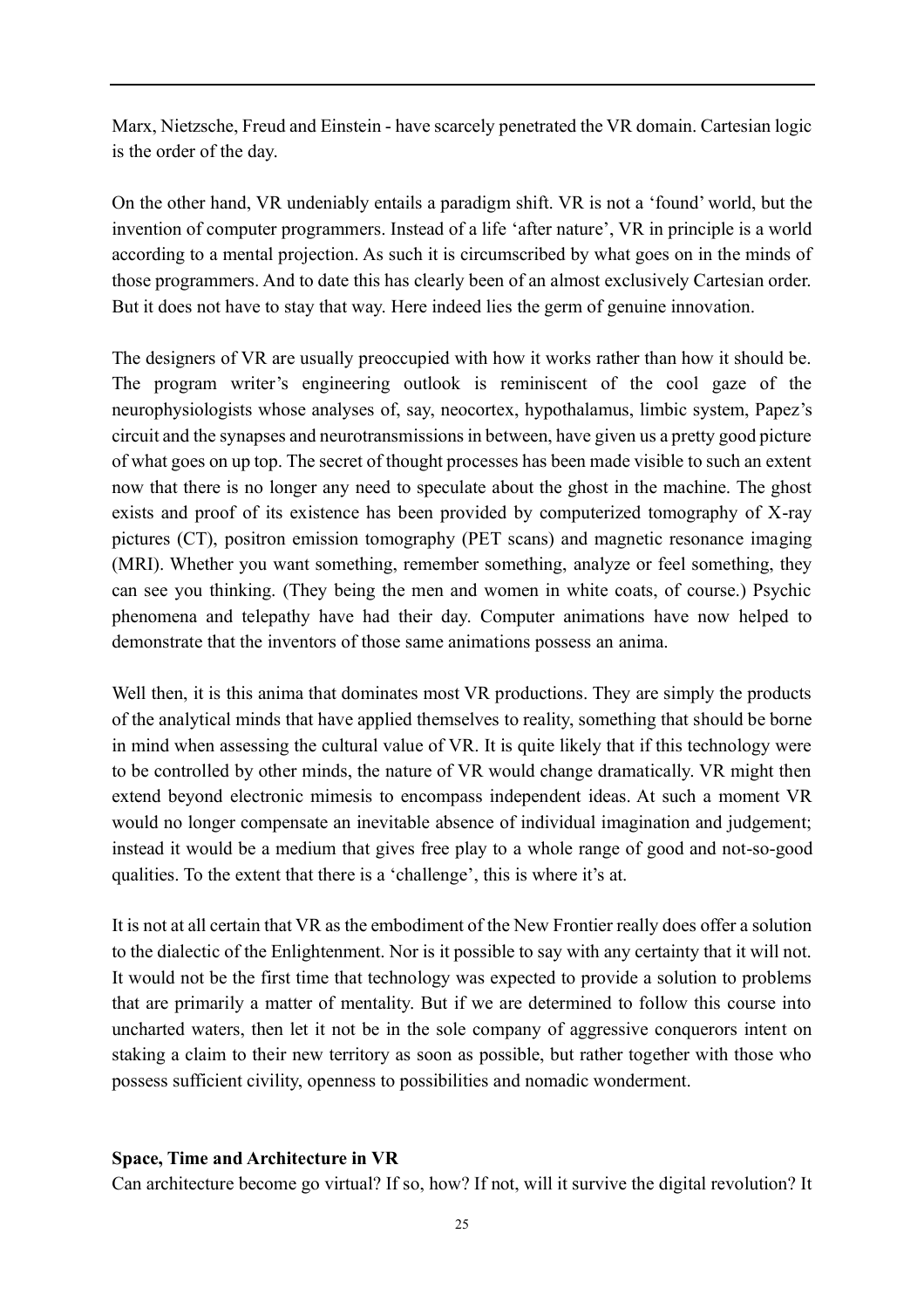Marx, Nietzsche, Freud and Einstein - have scarcely penetrated the VR domain. Cartesian logic is the order of the day.

On the other hand, VR undeniably entails a paradigm shift. VR is not a 'found' world, but the invention of computer programmers. Instead of a life 'after nature', VR in principle is a world according to a mental projection. As such it is circumscribed by what goes on in the minds of those programmers. And to date this has clearly been of an almost exclusively Cartesian order. But it does not have to stay that way. Here indeed lies the germ of genuine innovation.

The designers of VR are usually preoccupied with how it works rather than how it should be. The program writer's engineering outlook is reminiscent of the cool gaze of the neurophysiologists whose analyses of, say, neocortex, hypothalamus, limbic system, Papez's circuit and the synapses and neurotransmissions in between, have given us a pretty good picture of what goes on up top. The secret of thought processes has been made visible to such an extent now that there is no longer any need to speculate about the ghost in the machine. The ghost exists and proof of its existence has been provided by computerized tomography of X-ray pictures (CT), positron emission tomography (PET scans) and magnetic resonance imaging (MRI). Whether you want something, remember something, analyze or feel something, they can see you thinking. (They being the men and women in white coats, of course.) Psychic phenomena and telepathy have had their day. Computer animations have now helped to demonstrate that the inventors of those same animations possess an anima.

Well then, it is this anima that dominates most VR productions. They are simply the products of the analytical minds that have applied themselves to reality, something that should be borne in mind when assessing the cultural value of VR. It is quite likely that if this technology were to be controlled by other minds, the nature of VR would change dramatically. VR might then extend beyond electronic mimesis to encompass independent ideas. At such a moment VR would no longer compensate an inevitable absence of individual imagination and judgement; instead it would be a medium that gives free play to a whole range of good and not-so-good qualities. To the extent that there is a 'challenge', this is where it's at.

It is not at all certain that VR as the embodiment of the New Frontier really does offer a solution to the dialectic of the Enlightenment. Nor is it possible to say with any certainty that it will not. It would not be the first time that technology was expected to provide a solution to problems that are primarily a matter of mentality. But if we are determined to follow this course into uncharted waters, then let it not be in the sole company of aggressive conquerors intent on staking a claim to their new territory as soon as possible, but rather together with those who possess sufficient civility, openness to possibilities and nomadic wonderment.

**Space, Time and Architecture in VR**

Can architecture become go virtual? If so, how? If not, will it survive the digital revolution? It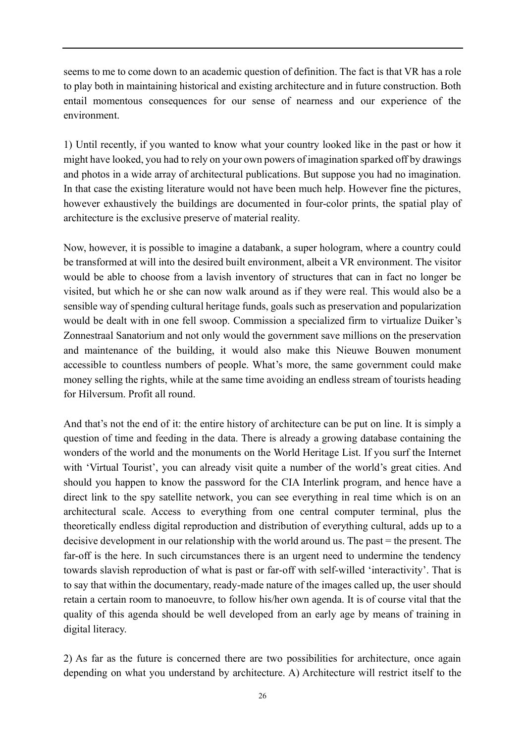seems to me to come down to an academic question of definition. The fact is that VR has a role to play both in maintaining historical and existing architecture and in future construction. Both entail momentous consequences for our sense of nearness and our experience of the environment.

1) Until recently, if you wanted to know what your country looked like in the past or how it might have looked, you had to rely on your own powers of imagination sparked off by drawings and photos in a wide array of architectural publications. But suppose you had no imagination. In that case the existing literature would not have been much help. However fine the pictures, however exhaustively the buildings are documented in four-color prints, the spatial play of architecture is the exclusive preserve of material reality.

Now, however, it is possible to imagine a databank, a super hologram, where a country could be transformed at will into the desired built environment, albeit a VR environment. The visitor would be able to choose from a lavish inventory of structures that can in fact no longer be visited, but which he or she can now walk around as if they were real. This would also be a sensible way of spending cultural heritage funds, goals such as preservation and popularization would be dealt with in one fell swoop. Commission a specialized firm to virtualize Duiker's Zonnestraal Sanatorium and not only would the government save millions on the preservation and maintenance of the building, it would also make this Nieuwe Bouwen monument accessible to countless numbers of people. What's more, the same government could make money selling the rights, while at the same time avoiding an endless stream of tourists heading for Hilversum. Profit all round.

And that's not the end of it: the entire history of architecture can be put on line. It is simply a question of time and feeding in the data. There is already a growing database containing the wonders of the world and the monuments on the World Heritage List. If you surf the Internet with 'Virtual Tourist', you can already visit quite a number of the world's great cities. And should you happen to know the password for the CIA Interlink program, and hence have a direct link to the spy satellite network, you can see everything in real time which is on an architectural scale. Access to everything from one central computer terminal, plus the theoretically endless digital reproduction and distribution of everything cultural, adds up to a decisive development in our relationship with the world around us. The past = the present. The far-off is the here. In such circumstances there is an urgent need to undermine the tendency towards slavish reproduction of what is past or far-off with self-willed 'interactivity'. That is to say that within the documentary, ready-made nature of the images called up, the user should retain a certain room to manoeuvre, to follow his/her own agenda. It is of course vital that the quality of this agenda should be well developed from an early age by means of training in digital literacy.

2) As far as the future is concerned there are two possibilities for architecture, once again depending on what you understand by architecture. A) Architecture will restrict itself to the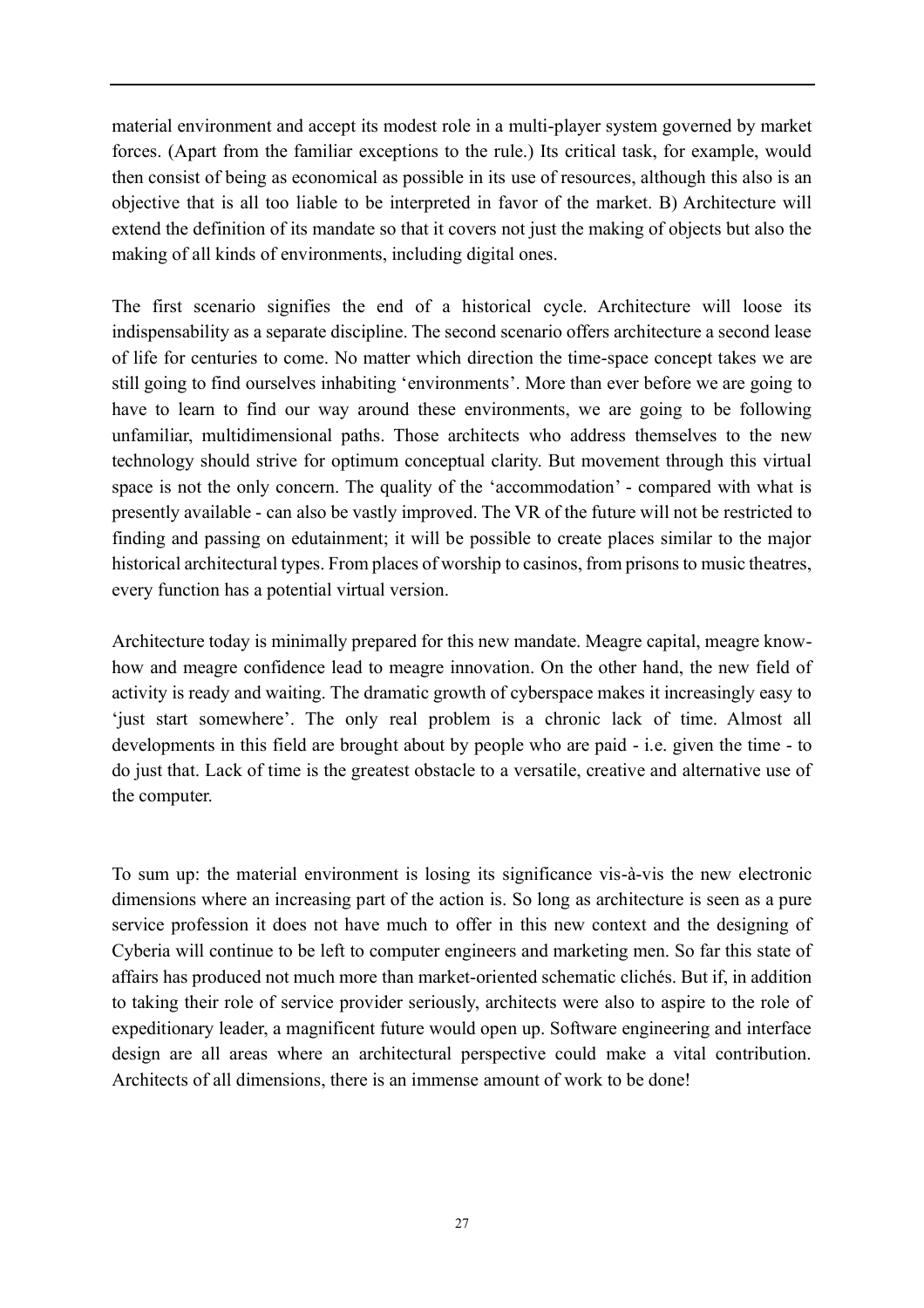material environment and accept its modest role in a multi-player system governed by market forces. (Apart from the familiar exceptions to the rule.) Its critical task, for example, would then consist of being as economical as possible in its use of resources, although this also is an objective that is all too liable to be interpreted in favor of the market. B) Architecture will extend the definition of its mandate so that it covers not just the making of objects but also the making of all kinds of environments, including digital ones.

The first scenario signifies the end of a historical cycle. Architecture will loose its indispensability as a separate discipline. The second scenario offers architecture a second lease of life for centuries to come. No matter which direction the time-space concept takes we are still going to find ourselves inhabiting 'environments'. More than ever before we are going to have to learn to find our way around these environments, we are going to be following unfamiliar, multidimensional paths. Those architects who address themselves to the new technology should strive for optimum conceptual clarity. But movement through this virtual space is not the only concern. The quality of the 'accommodation' - compared with what is presently available - can also be vastly improved. The VR of the future will not be restricted to finding and passing on edutainment; it will be possible to create places similar to the major historical architectural types. From places of worship to casinos, from prisons to music theatres, every function has a potential virtual version.

Architecture today is minimally prepared for this new mandate. Meagre capital, meagre know-how and meagre confidence lead to meagre innovation. On the other hand, the new field of activity is ready and waiting. The dramatic growth of cyberspace makes it increasingly easy to 'just start somewhere'. The only real problem is a chronic lack of time. Almost all developments in this field are brought about by people who are paid - i.e. given the time - to do just that. Lack of time is the greatest obstacle to a versatile, creative and alternative use of the computer.

To sum up: the material environment is losing its significance vis-à-vis the new electronic dimensions where an increasing part of the action is. So long as architecture is seen as a pure service profession it does not have much to offer in this new context and the designing of Cyberia will continue to be left to computer engineers and marketing men. So far this state of affairs has produced not much more than market-oriented schematic clichés. But if, in addition to taking their role of service provider seriously, architects were also to aspire to the role of expeditionary leader, a magnificent future would open up. Software engineering and interface design are all areas where an architectural perspective could make a vital contribution. Architects of all dimensions, there is an immense amount of work to be done!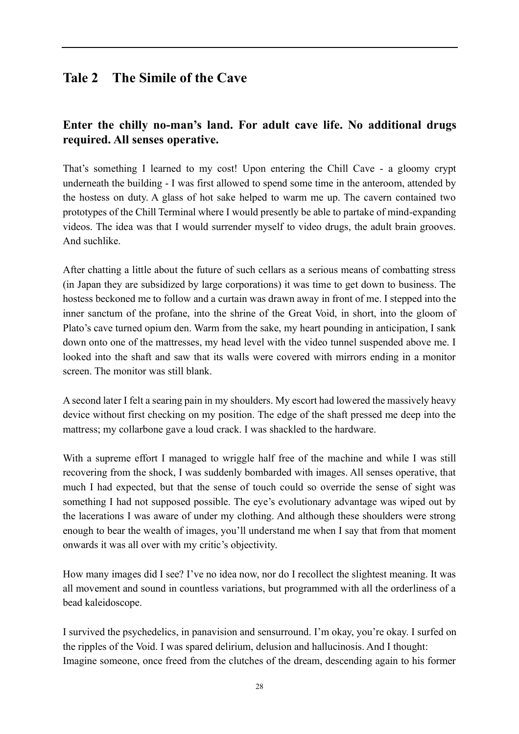## Tale 2 The Simile of the Cave

### Enter the chilly no-man's land. For adult cave life. No additional drugs required. All senses operative.

That's something I learned to my cost! Upon entering the Chill Cave - a gloomy crypt underneath the building - I was first allowed to spend some time in the anteroom, attended by the hostess on duty. A glass of hot sake helped to warm me up. The cavern contained two prototypes of the Chill Terminal where I would presently be able to partake of mind-expanding videos. The idea was that I would surrender myself to video drugs, the adult brain grooves. And suchlike.

After chatting a little about the future of such cellars as a serious means of combatting stress (in Japan they are subsidized by large corporations) it was time to get down to business. The hostess beckoned me to follow and a curtain was drawn away in front of me. I stepped into the inner sanctum of the profane, into the shrine of the Great Void, in short, into the gloom of Plato's cave turned opium den. Warm from the sake, my heart pounding in anticipation, I sank down onto one of the mattresses, my head level with the video tunnel suspended above me. I looked into the shaft and saw that its walls were covered with mirrors ending in a monitor screen. The monitor was still blank.

A second later I felt a searing pain in my shoulders. My escort had lowered the massively heavy device without first checking on my position. The edge of the shaft pressed me deep into the mattress; my collarbone gave a loud crack. I was shackled to the hardware.

With a supreme effort I managed to wriggle half free of the machine and while I was still recovering from the shock, I was suddenly bombarded with images. All senses operative, that much I had expected, but that the sense of touch could so override the sense of sight was something I had not supposed possible. The eye's evolutionary advantage was wiped out by the lacerations I was aware of under my clothing. And although these shoulders were strong enough to bear the wealth of images, you'll understand me when I say that from that moment onwards it was all over with my critic's objectivity.

How many images did I see? I've no idea now, nor do I recollect the slightest meaning. It was all movement and sound in countless variations, but programmed with all the orderliness of a bead kaleidoscope.

I survived the psychedelics, in panavision and sensurround. I'm okay, you're okay. I surfed on the ripples of the Void. I was spared delirium, delusion and hallucinosis. And I thought:
Imagine someone, once freed from the clutches of the dream, descending again to his former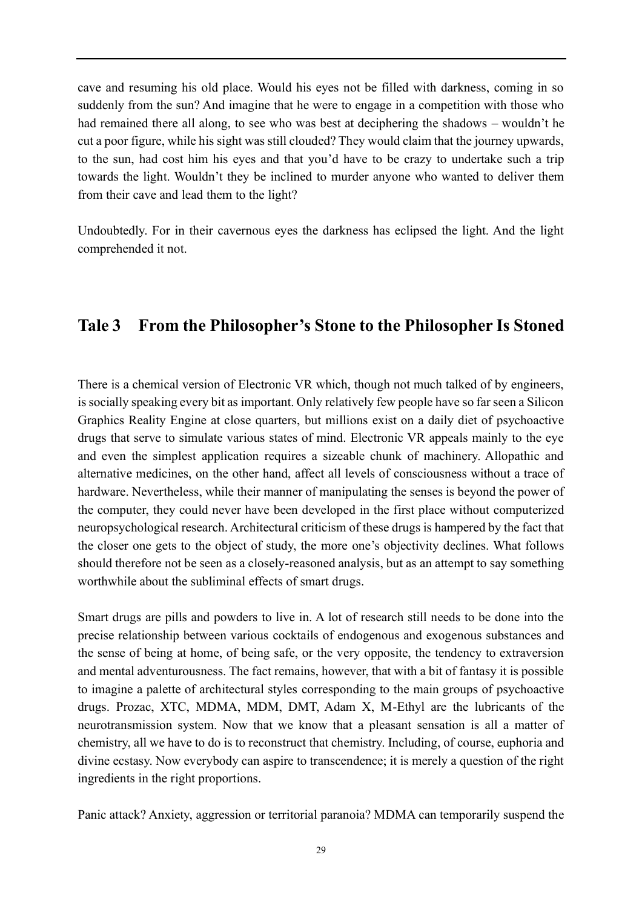cave and resuming his old place. Would his eyes not be filled with darkness, coming in so suddenly from the sun? And imagine that he were to engage in a competition with those who had remained there all along, to see who was best at deciphering the shadows – wouldn't he cut a poor figure, while his sight was still clouded? They would claim that the journey upwards, to the sun, had cost him his eyes and that you'd have to be crazy to undertake such a trip towards the light. Wouldn't they be inclined to murder anyone who wanted to deliver them from their cave and lead them to the light?

Undoubtedly. For in their cavernous eyes the darkness has eclipsed the light. And the light comprehended it not.

## Tale 3 From the Philosopher's Stone to the Philosopher Is Stoned

There is a chemical version of Electronic VR which, though not much talked of by engineers, is socially speaking every bit as important. Only relatively few people have so far seen a Silicon Graphics Reality Engine at close quarters, but millions exist on a daily diet of psychoactive drugs that serve to simulate various states of mind. Electronic VR appeals mainly to the eye and even the simplest application requires a sizeable chunk of machinery. Allopathic and alternative medicines, on the other hand, affect all levels of consciousness without a trace of hardware. Nevertheless, while their manner of manipulating the senses is beyond the power of the computer, they could never have been developed in the first place without computerized neuropsychological research. Architectural criticism of these drugs is hampered by the fact that the closer one gets to the object of study, the more one's objectivity declines. What follows should therefore not be seen as a closely-reasoned analysis, but as an attempt to say something worthwhile about the subliminal effects of smart drugs.

Smart drugs are pills and powders to live in. A lot of research still needs to be done into the precise relationship between various cocktails of endogenous and exogenous substances and the sense of being at home, of being safe, or the very opposite, the tendency to extraversion and mental adventurousness. The fact remains, however, that with a bit of fantasy it is possible to imagine a palette of architectural styles corresponding to the main groups of psychoactive drugs. Prozac, XTC, MDMA, MDM, DMT, Adam X, M-Ethyl are the lubricants of the neurotransmission system. Now that we know that a pleasant sensation is all a matter of chemistry, all we have to do is to reconstruct that chemistry. Including, of course, euphoria and divine ecstasy. Now everybody can aspire to transcendence; it is merely a question of the right ingredients in the right proportions.

Panic attack? Anxiety, aggression or territorial paranoia? MDMA can temporarily suspend the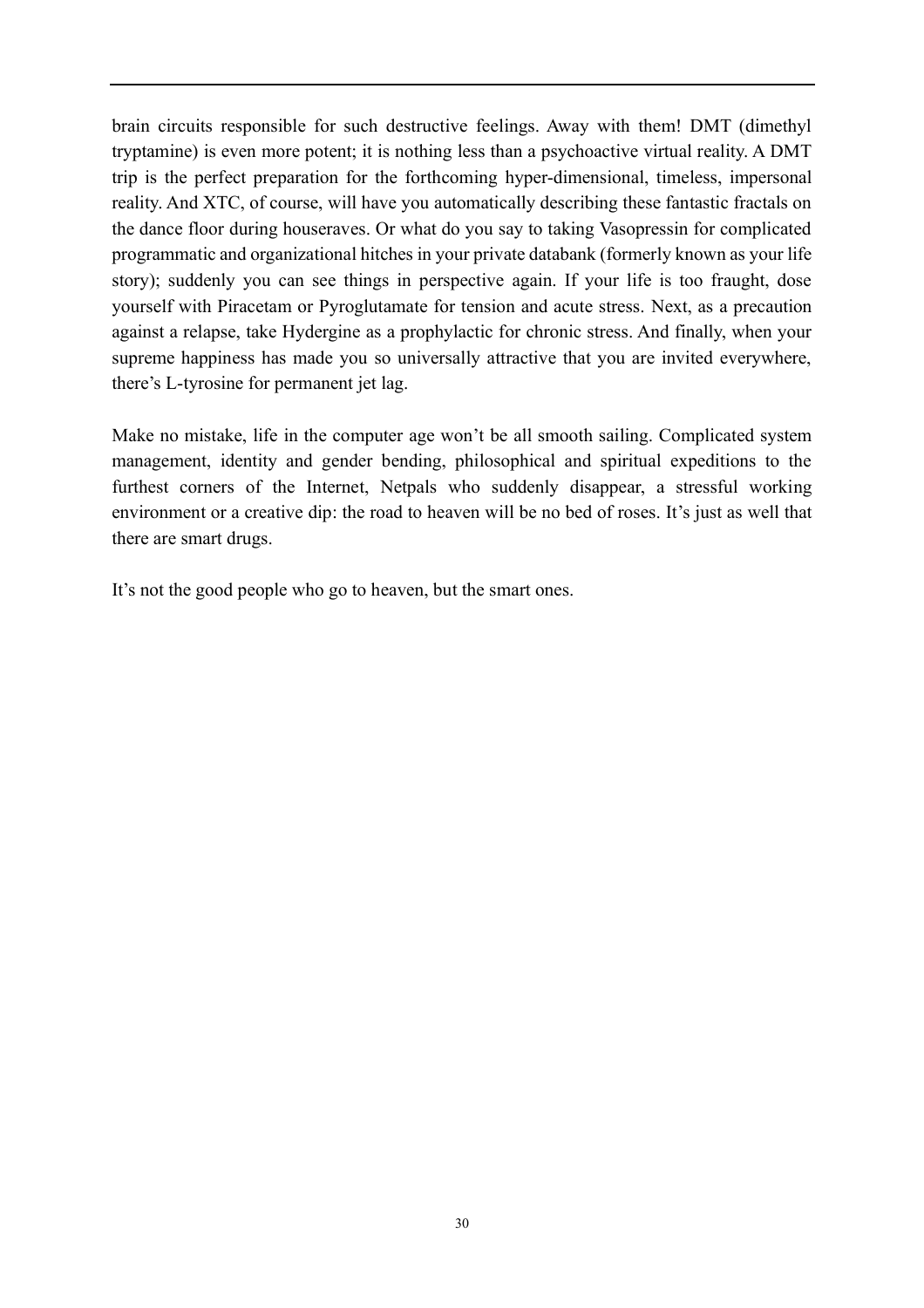brain circuits responsible for such destructive feelings. Away with them! DMT (dimethyl tryptamine) is even more potent; it is nothing less than a psychoactive virtual reality. A DMT trip is the perfect preparation for the forthcoming hyper-dimensional, timeless, impersonal reality. And XTC, of course, will have you automatically describing these fantastic fractals on the dance floor during houseraves. Or what do you say to taking Vasopressin for complicated programmatic and organizational hitches in your private databank (formerly known as your life story); suddenly you can see things in perspective again. If your life is too fraught, dose yourself with Piracetam or Pyroglutamate for tension and acute stress. Next, as a precaution against a relapse, take Hydergine as a prophylactic for chronic stress. And finally, when your supreme happiness has made you so universally attractive that you are invited everywhere, there's L-tyrosine for permanent jet lag.

Make no mistake, life in the computer age won't be all smooth sailing. Complicated system management, identity and gender bending, philosophical and spiritual expeditions to the furthest corners of the Internet, Netpals who suddenly disappear, a stressful working environment or a creative dip: the road to heaven will be no bed of roses. It's just as well that there are smart drugs.

It's not the good people who go to heaven, but the smart ones.